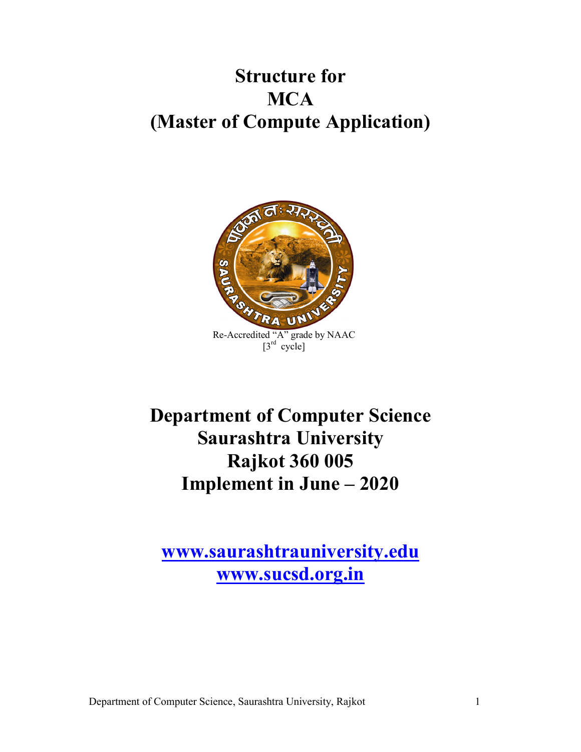# Structure for MCA (Master of Compute Application)

Re-Accredited "A" grade by NAAC
[3rd cycle]

## Department of Computer Science
## Saurashtra University
## Rajkot 360 005
## Implement in June – 2020

**www.saurashtrauniversity.edu**
**www.sucsd.org.in**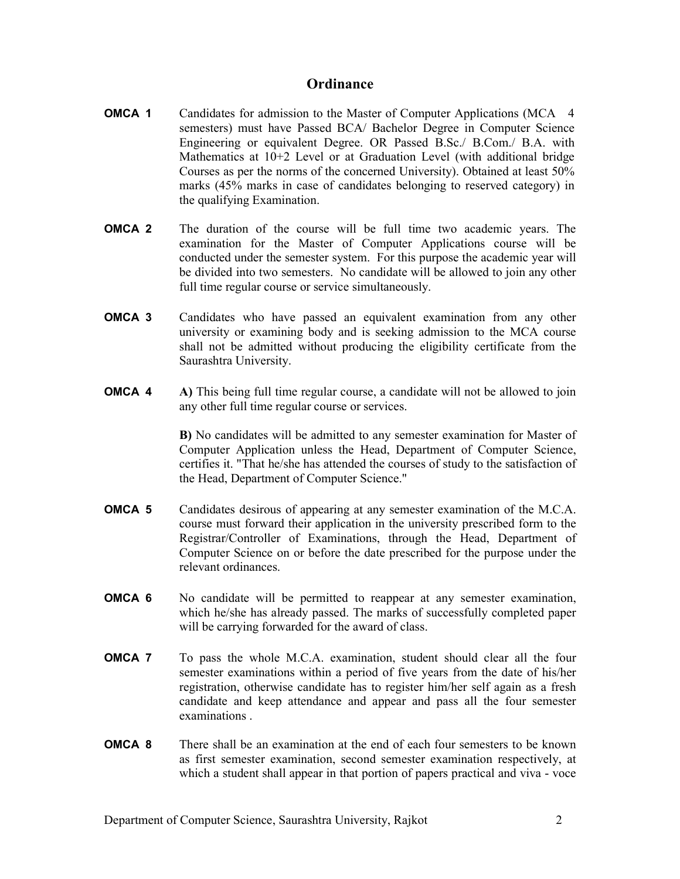# Ordinance

**OMCA 1** Candidates for admission to the Master of Computer Applications (MCA 4 semesters) must have Passed BCA/ Bachelor Degree in Computer Science Engineering or equivalent Degree. OR Passed B.Sc./ B.Com./ B.A. with Mathematics at 10+2 Level or at Graduation Level (with additional bridge Courses as per the norms of the concerned University). Obtained at least 50% marks (45% marks in case of candidates belonging to reserved category) in the qualifying Examination.

**OMCA 2** The duration of the course will be full time two academic years. The examination for the Master of Computer Applications course will be conducted under the semester system. For this purpose the academic year will be divided into two semesters. No candidate will be allowed to join any other full time regular course or service simultaneously.

**OMCA 3** Candidates who have passed an equivalent examination from any other university or examining body and is seeking admission to the MCA course shall not be admitted without producing the eligibility certificate from the Saurashtra University.

**OMCA 4** **A)** This being full time regular course, a candidate will not be allowed to join any other full time regular course or services.

**B)** No candidates will be admitted to any semester examination for Master of Computer Application unless the Head, Department of Computer Science, certifies it. "That he/she has attended the courses of study to the satisfaction of the Head, Department of Computer Science."

**OMCA 5** Candidates desirous of appearing at any semester examination of the M.C.A. course must forward their application in the university prescribed form to the Registrar/Controller of Examinations, through the Head, Department of Computer Science on or before the date prescribed for the purpose under the relevant ordinances.

**OMCA 6** No candidate will be permitted to reappear at any semester examination, which he/she has already passed. The marks of successfully completed paper will be carrying forwarded for the award of class.

**OMCA 7** To pass the whole M.C.A. examination, student should clear all the four semester examinations within a period of five years from the date of his/her registration, otherwise candidate has to register him/her self again as a fresh candidate and keep attendance and appear and pass all the four semester examinations .

**OMCA 8** There shall be an examination at the end of each four semesters to be known as first semester examination, second semester examination respectively, at which a student shall appear in that portion of papers practical and viva - voce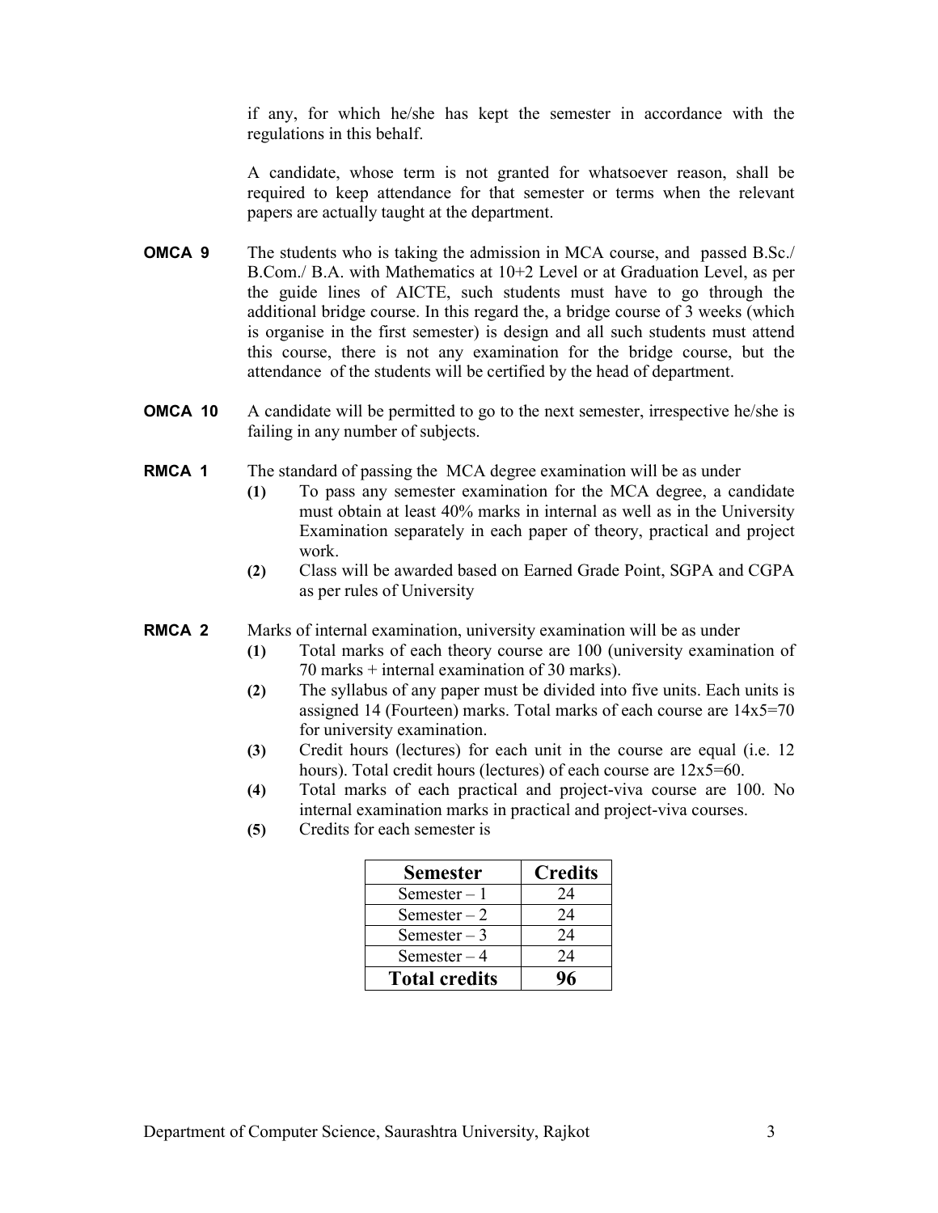if any, for which he/she has kept the semester in accordance with the regulations in this behalf.

A candidate, whose term is not granted for whatsoever reason, shall be required to keep attendance for that semester or terms when the relevant papers are actually taught at the department.

**OMCA 9** The students who is taking the admission in MCA course, and passed B.Sc./ B.Com./ B.A. with Mathematics at 10+2 Level or at Graduation Level, as per the guide lines of AICTE, such students must have to go through the additional bridge course. In this regard the, a bridge course of 3 weeks (which is organise in the first semester) is design and all such students must attend this course, there is not any examination for the bridge course, but the attendance of the students will be certified by the head of department.

**OMCA 10** A candidate will be permitted to go to the next semester, irrespective he/she is failing in any number of subjects.

**RMCA 1** The standard of passing the MCA degree examination will be as under

- **(1)** To pass any semester examination for the MCA degree, a candidate must obtain at least 40% marks in internal as well as in the University Examination separately in each paper of theory, practical and project work.
- **(2)** Class will be awarded based on Earned Grade Point, SGPA and CGPA as per rules of University

**RMCA 2** Marks of internal examination, university examination will be as under

- **(1)** Total marks of each theory course are 100 (university examination of 70 marks + internal examination of 30 marks).
- **(2)** The syllabus of any paper must be divided into five units. Each units is assigned 14 (Fourteen) marks. Total marks of each course are 14x5=70 for university examination.
- **(3)** Credit hours (lectures) for each unit in the course are equal (i.e. 12 hours). Total credit hours (lectures) of each course are 12x5=60.
- **(4)** Total marks of each practical and project-viva course are 100. No internal examination marks in practical and project-viva courses.
- **(5)** Credits for each semester is

| Semester | Credits |
|---|---|
| Semester – 1 | 24 |
| Semester – 2 | 24 |
| Semester – 3 | 24 |
| Semester – 4 | 24 |
| **Total credits** | **96** |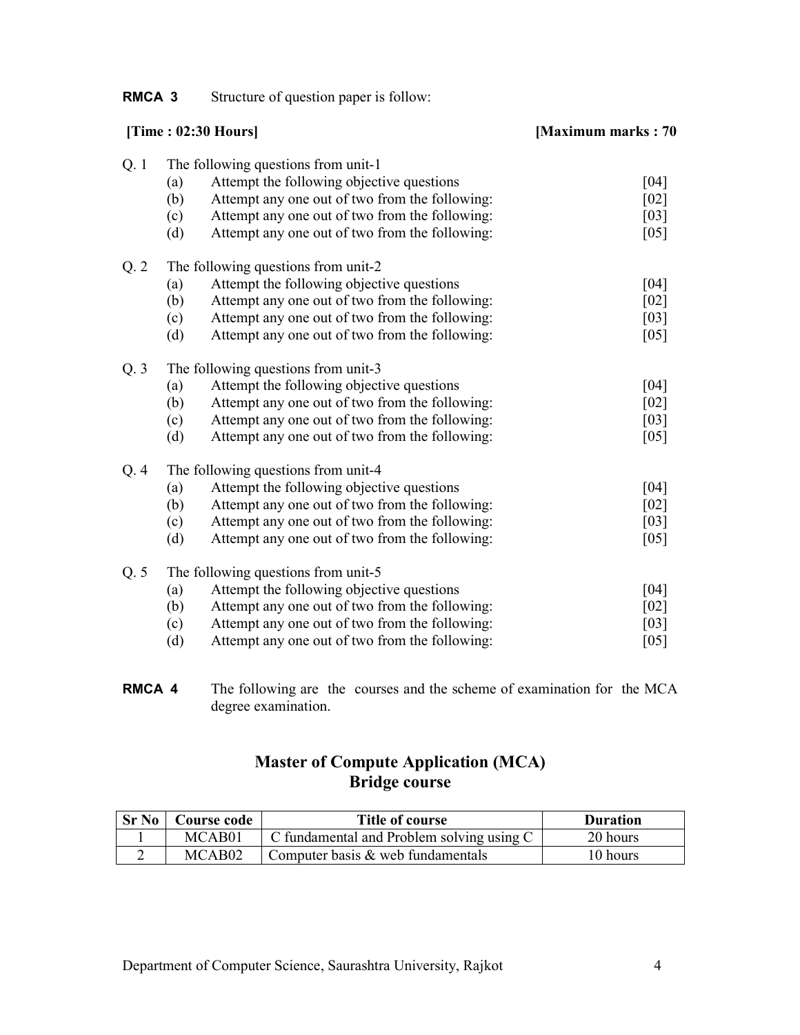**RMCA 3** Structure of question paper is follow:

**[Time : 02:30 Hours]** **[Maximum marks : 70**

Q. 1 The following questions from unit-1

| | | |
|---|---|---|
| (a) | Attempt the following objective questions | [04] |
| (b) | Attempt any one out of two from the following: | [02] |
| (c) | Attempt any one out of two from the following: | [03] |
| (d) | Attempt any one out of two from the following: | [05] |

Q. 2 The following questions from unit-2

| | | |
|---|---|---|
| (a) | Attempt the following objective questions | [04] |
| (b) | Attempt any one out of two from the following: | [02] |
| (c) | Attempt any one out of two from the following: | [03] |
| (d) | Attempt any one out of two from the following: | [05] |

Q. 3 The following questions from unit-3

| | | |
|---|---|---|
| (a) | Attempt the following objective questions | [04] |
| (b) | Attempt any one out of two from the following: | [02] |
| (c) | Attempt any one out of two from the following: | [03] |
| (d) | Attempt any one out of two from the following: | [05] |

Q. 4 The following questions from unit-4

| | | |
|---|---|---|
| (a) | Attempt the following objective questions | [04] |
| (b) | Attempt any one out of two from the following: | [02] |
| (c) | Attempt any one out of two from the following: | [03] |
| (d) | Attempt any one out of two from the following: | [05] |

Q. 5 The following questions from unit-5

| | | |
|---|---|---|
| (a) | Attempt the following objective questions | [04] |
| (b) | Attempt any one out of two from the following: | [02] |
| (c) | Attempt any one out of two from the following: | [03] |
| (d) | Attempt any one out of two from the following: | [05] |

**RMCA 4** The following are the courses and the scheme of examination for the MCA degree examination.

## Master of Compute Application (MCA)
## Bridge course

| Sr No | Course code | Title of course | Duration |
|---|---|---|---|
| 1 | MCAB01 | C fundamental and Problem solving using C | 20 hours |
| 2 | MCAB02 | Computer basis & web fundamentals | 10 hours |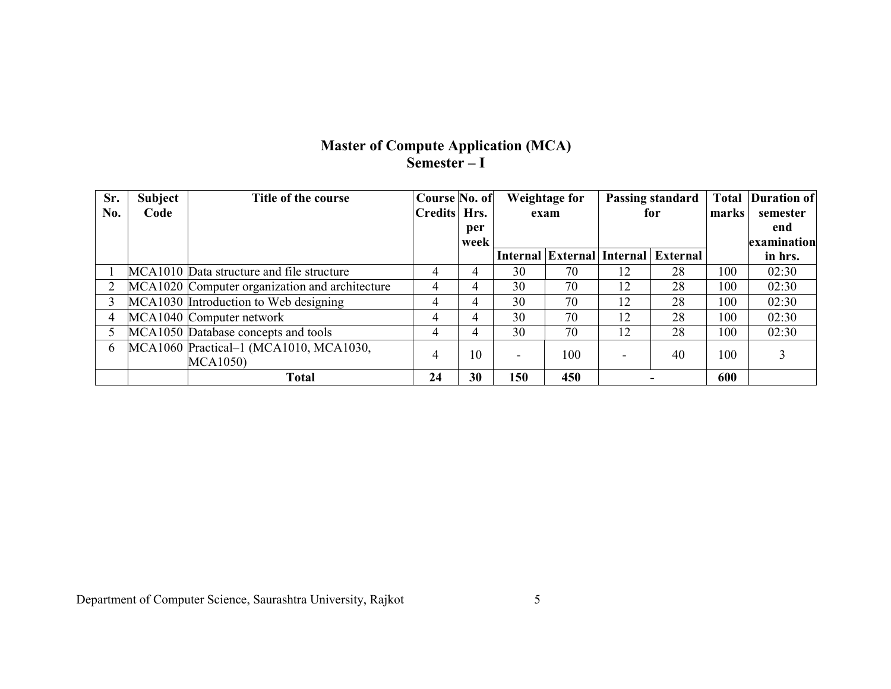# Master of Compute Application (MCA)

## Semester – I

| Sr. No. | Subject Code | Title of the course | Course Credits | No. of Hrs. per week | Weightage for exam | | Passing standard for | | Total marks | Duration of semester end examination in hrs. |
|---|---|---|---|---|---|---|---|---|---|---|
| | | | | | Internal | External | Internal | External | | |
| 1 | MCA1010 | Data structure and file structure | 4 | 4 | 30 | 70 | 12 | 28 | 100 | 02:30 |
| 2 | MCA1020 | Computer organization and architecture | 4 | 4 | 30 | 70 | 12 | 28 | 100 | 02:30 |
| 3 | MCA1030 | Introduction to Web designing | 4 | 4 | 30 | 70 | 12 | 28 | 100 | 02:30 |
| 4 | MCA1040 | Computer network | 4 | 4 | 30 | 70 | 12 | 28 | 100 | 02:30 |
| 5 | MCA1050 | Database concepts and tools | 4 | 4 | 30 | 70 | 12 | 28 | 100 | 02:30 |
| 6 | MCA1060 | Practical–1 (MCA1010, MCA1030, MCA1050) | 4 | 10 | - | 100 | - | 40 | 100 | 3 |
| | | **Total** | **24** | **30** | **150** | **450** | **-** | | **600** | |

Department of Computer Science, Saurashtra University, Rajkot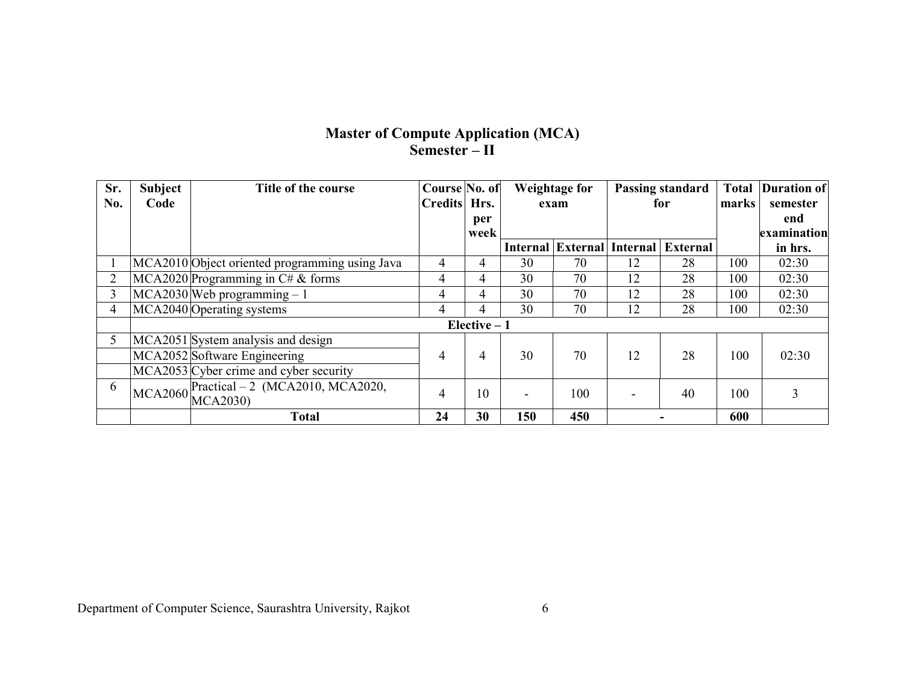## Master of Compute Application (MCA)
## Semester – II

| Sr. No. | Subject Code | Title of the course | Course Credits | No. of Hrs. per week | Weightage for exam | | Passing standard for | | Total marks | Duration of semester end examination in hrs. |
|---|---|---|---|---|---|---|---|---|---|---|
| | | | | | Internal | External | Internal | External | | |
| 1 | MCA2010 | Object oriented programming using Java | 4 | 4 | 30 | 70 | 12 | 28 | 100 | 02:30 |
| 2 | MCA2020 | Programming in C# & forms | 4 | 4 | 30 | 70 | 12 | 28 | 100 | 02:30 |
| 3 | MCA2030 | Web programming – 1 | 4 | 4 | 30 | 70 | 12 | 28 | 100 | 02:30 |
| 4 | MCA2040 | Operating systems | 4 | 4 | 30 | 70 | 12 | 28 | 100 | 02:30 |
| | | **Elective – 1** | | | | | | | | |
| 5 | MCA2051 | System analysis and design | 4 | 4 | 30 | 70 | 12 | 28 | 100 | 02:30 |
| | MCA2052 | Software Engineering | | | | | | | | |
| | MCA2053 | Cyber crime and cyber security | | | | | | | | |
| 6 | MCA2060 | Practical – 2 (MCA2010, MCA2020, MCA2030) | 4 | 10 | - | 100 | - | 40 | 100 | 3 |
| | | **Total** | **24** | **30** | **150** | **450** | **-** | | **600** | |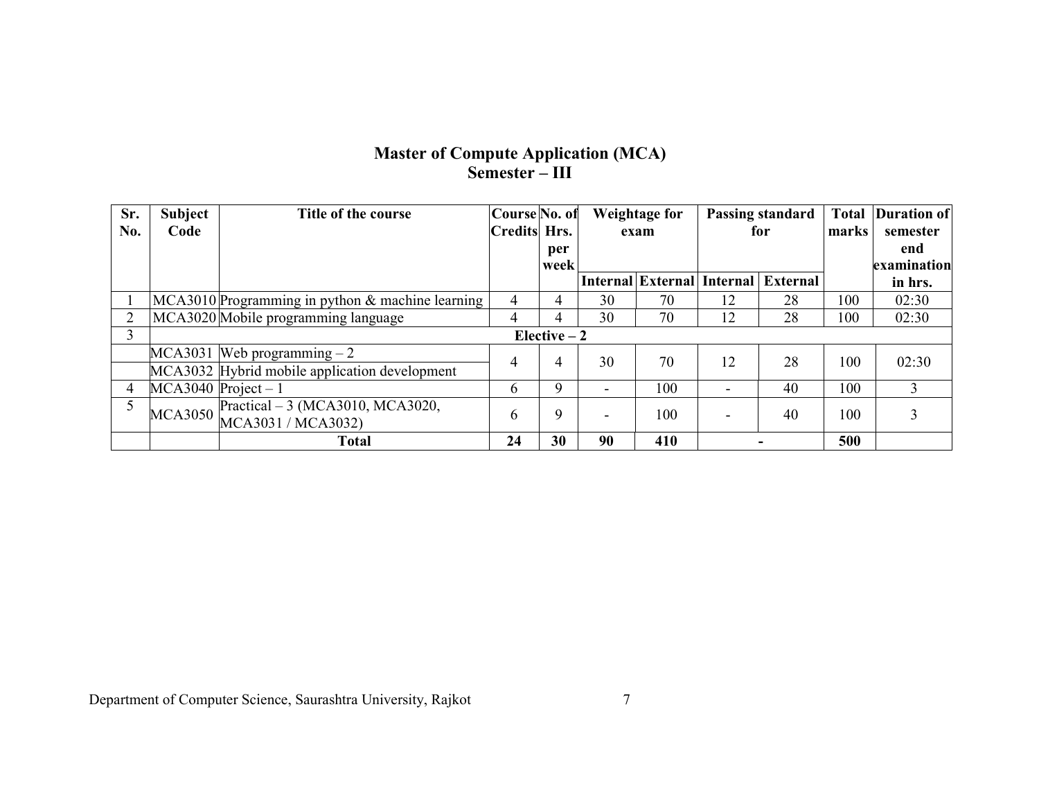# Master of Compute Application (MCA)
## Semester – III

| Sr. No. | Subject Code | Title of the course | Course Credits | No. of Hrs. per week | Weightage for exam | | Passing standard for | | Total marks | Duration of semester end examination in hrs. |
|---|---|---|---|---|---|---|---|---|---|---|
| | | | | | Internal | External | Internal | External | | |
| 1 | MCA3010 | Programming in python & machine learning | 4 | 4 | 30 | 70 | 12 | 28 | 100 | 02:30 |
| 2 | MCA3020 | Mobile programming language | 4 | 4 | 30 | 70 | 12 | 28 | 100 | 02:30 |
| 3 | **Elective – 2** | | | | | | | | | |
| | MCA3031 | Web programming – 2 | 4 | 4 | 30 | 70 | 12 | 28 | 100 | 02:30 |
| | MCA3032 | Hybrid mobile application development | | | | | | | | |
| 4 | MCA3040 | Project – 1 | 6 | 9 | - | 100 | - | 40 | 100 | 3 |
| 5 | MCA3050 | Practical – 3 (MCA3010, MCA3020, MCA3031 / MCA3032) | 6 | 9 | - | 100 | - | 40 | 100 | 3 |
| | | **Total** | **24** | **30** | **90** | **410** | **-** | | **500** | |

Department of Computer Science, Saurashtra University, Rajkot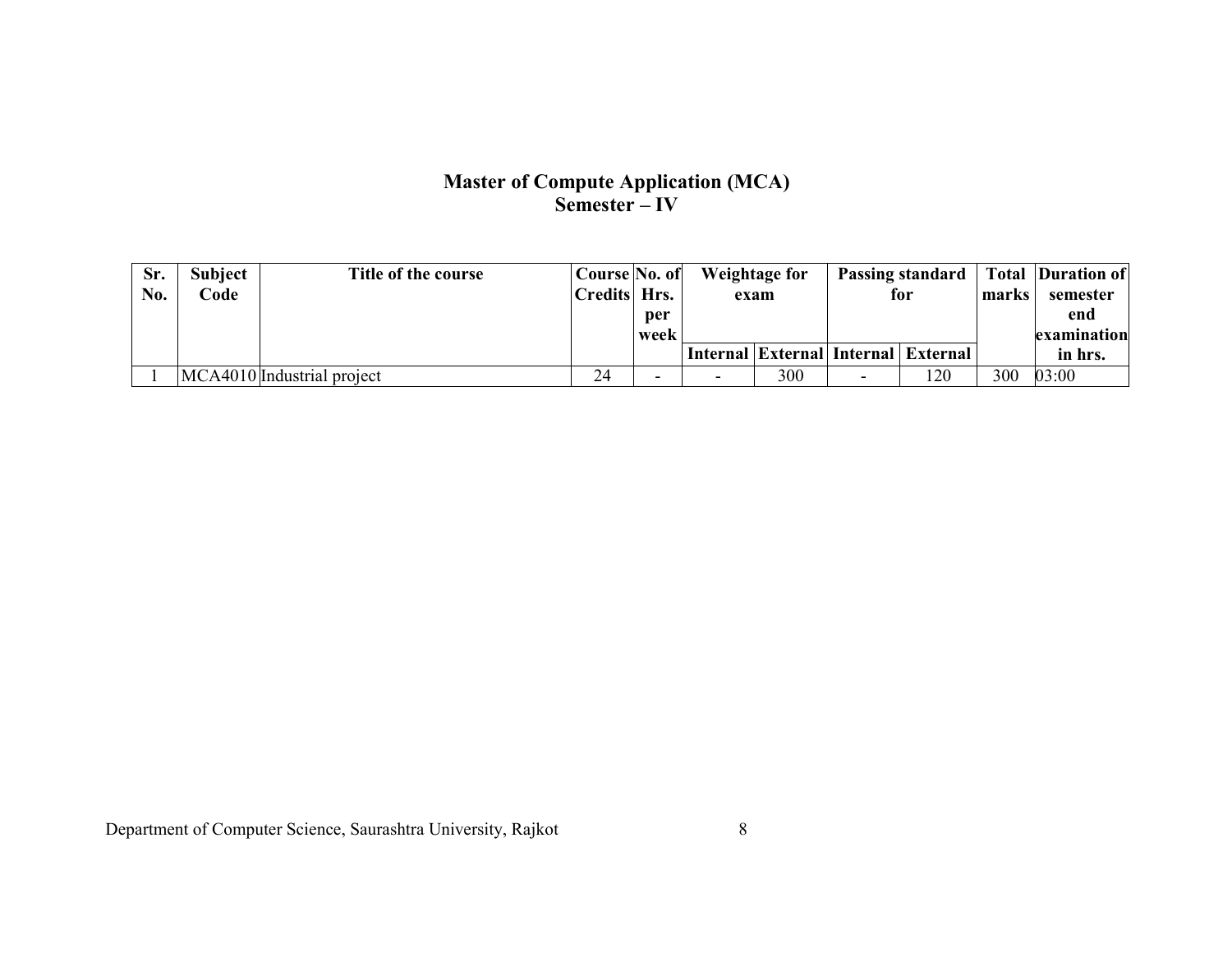# Master of Compute Application (MCA)
## Semester – IV

| Sr. No. | Subject Code | Title of the course | Course Credits | No. of Hrs. per week | Weightage for exam | | Passing standard for | | Total marks | Duration of semester end examination in hrs. |
|---|---|---|---|---|---|---|---|---|---|---|
| | | | | | Internal | External | Internal | External | | |
| 1 | MCA4010 | Industrial project | 24 | - | - | 300 | - | 120 | 300 | 03:00 |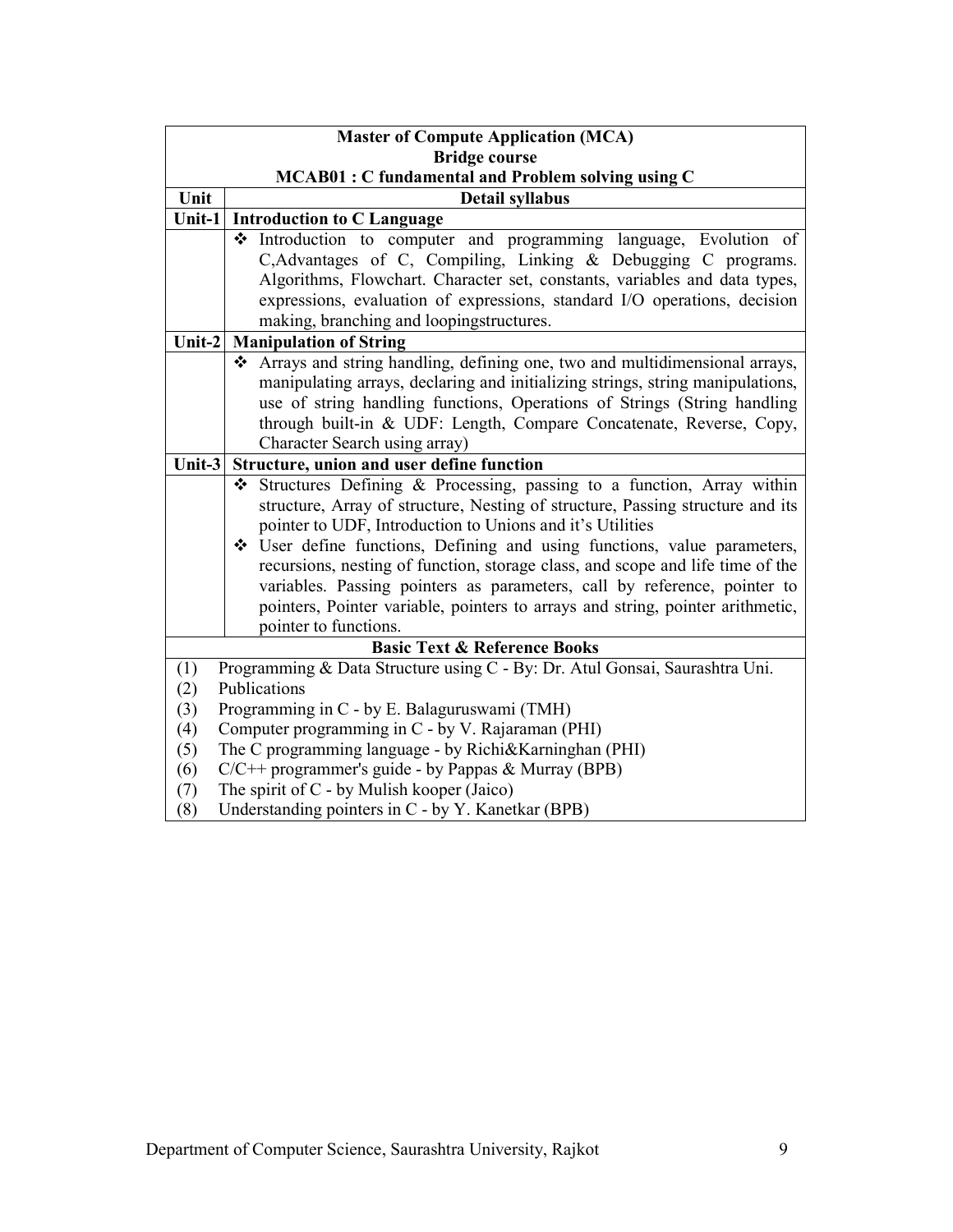| Master of Compute Application (MCA)<br>Bridge course<br>MCAB01 : C fundamental and Problem solving using C | |
|---|---|
| **Unit** | **Detail syllabus** |
| **Unit-1** | **Introduction to C Language** |
| | ❖ Introduction to computer and programming language, Evolution of C,Advantages of C, Compiling, Linking & Debugging C programs. Algorithms, Flowchart. Character set, constants, variables and data types, expressions, evaluation of expressions, standard I/O operations, decision making, branching and loopingstructures. |
| **Unit-2** | **Manipulation of String** |
| | ❖ Arrays and string handling, defining one, two and multidimensional arrays, manipulating arrays, declaring and initializing strings, string manipulations, use of string handling functions, Operations of Strings (String handling through built-in & UDF: Length, Compare Concatenate, Reverse, Copy, Character Search using array) |
| **Unit-3** | **Structure, union and user define function** |
| | ❖ Structures Defining & Processing, passing to a function, Array within structure, Array of structure, Nesting of structure, Passing structure and its pointer to UDF, Introduction to Unions and it's Utilities<br>❖ User define functions, Defining and using functions, value parameters, recursions, nesting of function, storage class, and scope and life time of the variables. Passing pointers as parameters, call by reference, pointer to pointers, Pointer variable, pointers to arrays and string, pointer arithmetic, pointer to functions. |

**Basic Text & Reference Books**

(1) Programming & Data Structure using C - By: Dr. Atul Gonsai, Saurashtra Uni.
(2) Publications
(3) Programming in C - by E. Balaguruswami (TMH)
(4) Computer programming in C - by V. Rajaraman (PHI)
(5) The C programming language - by Richi&Karninghan (PHI)
(6) C/C++ programmer's guide - by Pappas & Murray (BPB)
(7) The spirit of C - by Mulish kooper (Jaico)
(8) Understanding pointers in C - by Y. Kanetkar (BPB)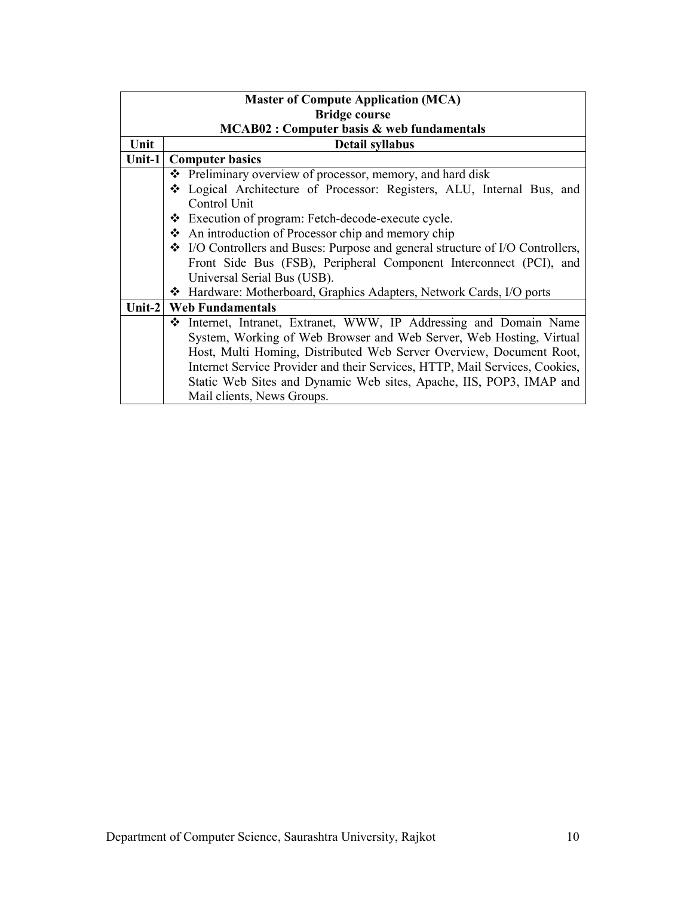| Master of Compute Application (MCA)<br>Bridge course<br>MCAB02 : Computer basis & web fundamentals | |
|---|---|
| **Unit** | **Detail syllabus** |
| **Unit-1** | **Computer basics** |
| | ❖ Preliminary overview of processor, memory, and hard disk<br>❖ Logical Architecture of Processor: Registers, ALU, Internal Bus, and Control Unit<br>❖ Execution of program: Fetch-decode-execute cycle.<br>❖ An introduction of Processor chip and memory chip<br>❖ I/O Controllers and Buses: Purpose and general structure of I/O Controllers, Front Side Bus (FSB), Peripheral Component Interconnect (PCI), and Universal Serial Bus (USB).<br>❖ Hardware: Motherboard, Graphics Adapters, Network Cards, I/O ports |
| **Unit-2** | **Web Fundamentals** |
| | ❖ Internet, Intranet, Extranet, WWW, IP Addressing and Domain Name System, Working of Web Browser and Web Server, Web Hosting, Virtual Host, Multi Homing, Distributed Web Server Overview, Document Root, Internet Service Provider and their Services, HTTP, Mail Services, Cookies, Static Web Sites and Dynamic Web sites, Apache, IIS, POP3, IMAP and Mail clients, News Groups. |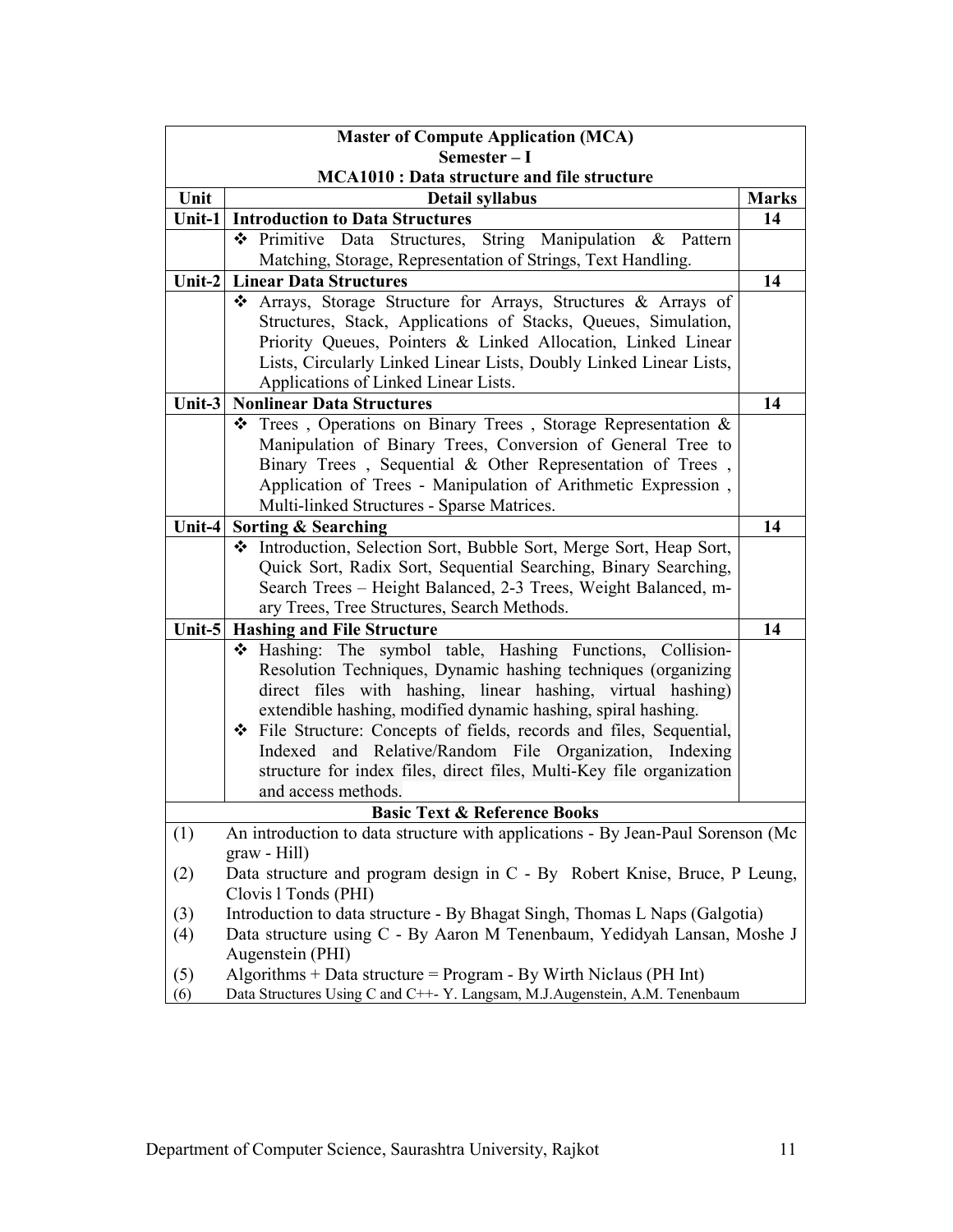**Master of Compute Application (MCA)**
**Semester – I**
**MCA1010 : Data structure and file structure**

| Unit | Detail syllabus | Marks |
|---|---|---|
| **Unit-1** | **Introduction to Data Structures** | **14** |
| | ❖ Primitive Data Structures, String Manipulation & Pattern Matching, Storage, Representation of Strings, Text Handling. | |
| **Unit-2** | **Linear Data Structures** | **14** |
| | ❖ Arrays, Storage Structure for Arrays, Structures & Arrays of Structures, Stack, Applications of Stacks, Queues, Simulation, Priority Queues, Pointers & Linked Allocation, Linked Linear Lists, Circularly Linked Linear Lists, Doubly Linked Linear Lists, Applications of Linked Linear Lists. | |
| **Unit-3** | **Nonlinear Data Structures** | **14** |
| | ❖ Trees , Operations on Binary Trees , Storage Representation & Manipulation of Binary Trees, Conversion of General Tree to Binary Trees , Sequential & Other Representation of Trees , Application of Trees - Manipulation of Arithmetic Expression , Multi-linked Structures - Sparse Matrices. | |
| **Unit-4** | **Sorting & Searching** | **14** |
| | ❖ Introduction, Selection Sort, Bubble Sort, Merge Sort, Heap Sort, Quick Sort, Radix Sort, Sequential Searching, Binary Searching, Search Trees – Height Balanced, 2-3 Trees, Weight Balanced, m-ary Trees, Tree Structures, Search Methods. | |
| **Unit-5** | **Hashing and File Structure** | **14** |
| | ❖ Hashing: The symbol table, Hashing Functions, Collision-Resolution Techniques, Dynamic hashing techniques (organizing direct files with hashing, linear hashing, virtual hashing) extendible hashing, modified dynamic hashing, spiral hashing. ❖ File Structure: Concepts of fields, records and files, Sequential, Indexed and Relative/Random File Organization, Indexing structure for index files, direct files, Multi-Key file organization and access methods. | |

**Basic Text & Reference Books**

(1) An introduction to data structure with applications - By Jean-Paul Sorenson (Mc graw - Hill)

(2) Data structure and program design in C - By Robert Knise, Bruce, P Leung, Clovis l Tonds (PHI)

(3) Introduction to data structure - By Bhagat Singh, Thomas L Naps (Galgotia)

(4) Data structure using C - By Aaron M Tenenbaum, Yedidyah Lansan, Moshe J Augenstein (PHI)

(5) Algorithms + Data structure = Program - By Wirth Niclaus (PH Int)

(6) Data Structures Using C and C++- Y. Langsam, M.J.Augenstein, A.M. Tenenbaum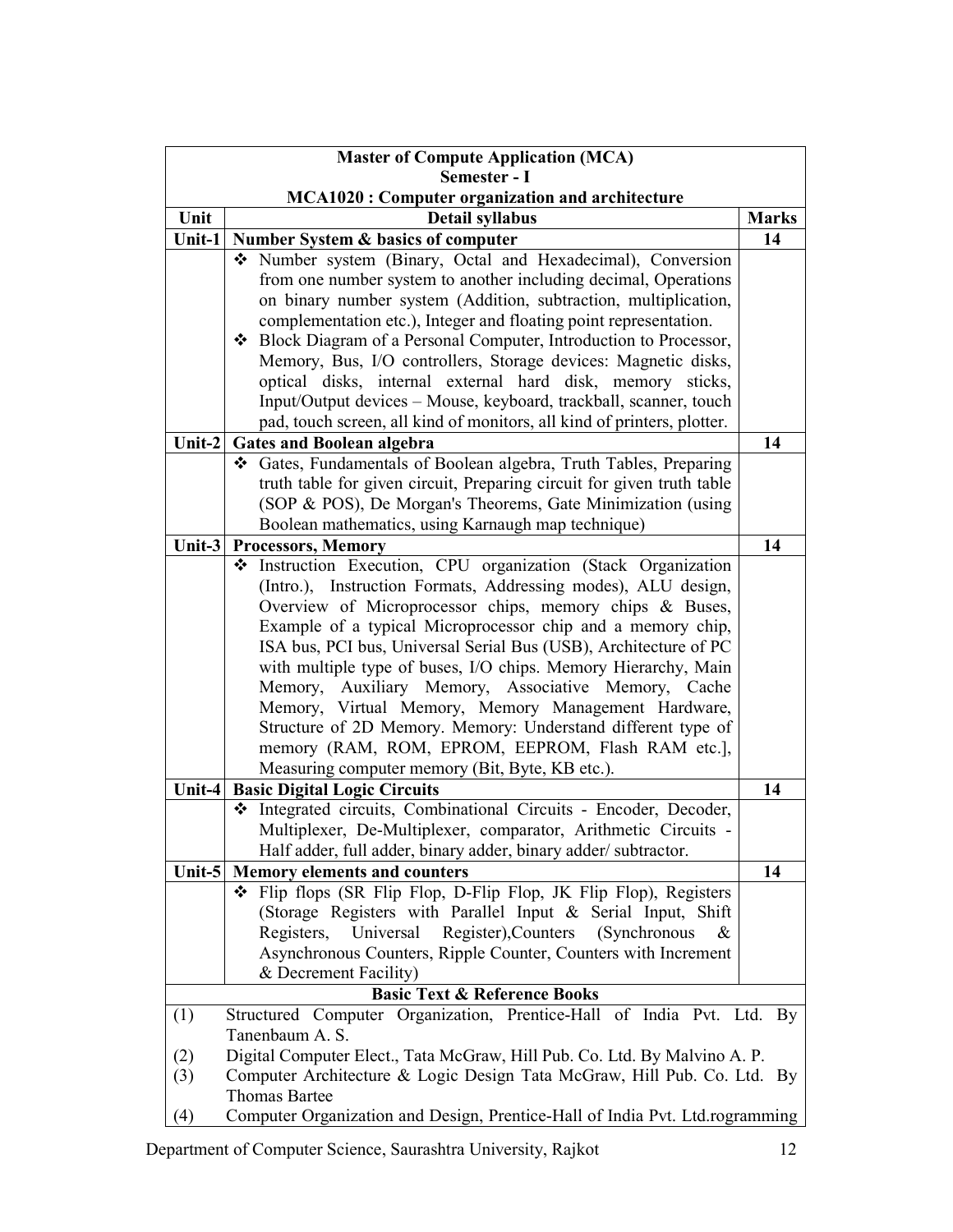| **Master of Compute Application (MCA)**<br>**Semester - I**<br>**MCA1020 : Computer organization and architecture** | | |
|---|---|---|
| **Unit** | **Detail syllabus** | **Marks** |
| **Unit-1** | **Number System & basics of computer** | **14** |
| | ❖ Number system (Binary, Octal and Hexadecimal), Conversion from one number system to another including decimal, Operations on binary number system (Addition, subtraction, multiplication, complementation etc.), Integer and floating point representation.<br>❖ Block Diagram of a Personal Computer, Introduction to Processor, Memory, Bus, I/O controllers, Storage devices: Magnetic disks, optical disks, internal external hard disk, memory sticks, Input/Output devices – Mouse, keyboard, trackball, scanner, touch pad, touch screen, all kind of monitors, all kind of printers, plotter. | |
| **Unit-2** | **Gates and Boolean algebra** | **14** |
| | ❖ Gates, Fundamentals of Boolean algebra, Truth Tables, Preparing truth table for given circuit, Preparing circuit for given truth table (SOP & POS), De Morgan's Theorems, Gate Minimization (using Boolean mathematics, using Karnaugh map technique) | |
| **Unit-3** | **Processors, Memory** | **14** |
| | ❖ Instruction Execution, CPU organization (Stack Organization (Intro.), Instruction Formats, Addressing modes), ALU design, Overview of Microprocessor chips, memory chips & Buses, Example of a typical Microprocessor chip and a memory chip, ISA bus, PCI bus, Universal Serial Bus (USB), Architecture of PC with multiple type of buses, I/O chips. Memory Hierarchy, Main Memory, Auxiliary Memory, Associative Memory, Cache Memory, Virtual Memory, Memory Management Hardware, Structure of 2D Memory. Memory: Understand different type of memory (RAM, ROM, EPROM, EEPROM, Flash RAM etc.], Measuring computer memory (Bit, Byte, KB etc.). | |
| **Unit-4** | **Basic Digital Logic Circuits** | **14** |
| | ❖ Integrated circuits, Combinational Circuits - Encoder, Decoder, Multiplexer, De-Multiplexer, comparator, Arithmetic Circuits - Half adder, full adder, binary adder, binary adder/ subtractor. | |
| **Unit-5** | **Memory elements and counters** | **14** |
| | ❖ Flip flops (SR Flip Flop, D-Flip Flop, JK Flip Flop), Registers (Storage Registers with Parallel Input & Serial Input, Shift Registers, Universal Register),Counters (Synchronous & Asynchronous Counters, Ripple Counter, Counters with Increment & Decrement Facility) | |
| **Basic Text & Reference Books** | | |
| (1) | Structured Computer Organization, Prentice-Hall of India Pvt. Ltd. By Tanenbaum A. S. | |
| (2) | Digital Computer Elect., Tata McGraw, Hill Pub. Co. Ltd. By Malvino A. P. | |
| (3) | Computer Architecture & Logic Design Tata McGraw, Hill Pub. Co. Ltd. By Thomas Bartee | |
| (4) | Computer Organization and Design, Prentice-Hall of India Pvt. Ltd.rogramming | |

Department of Computer Science, Saurashtra University, Rajkot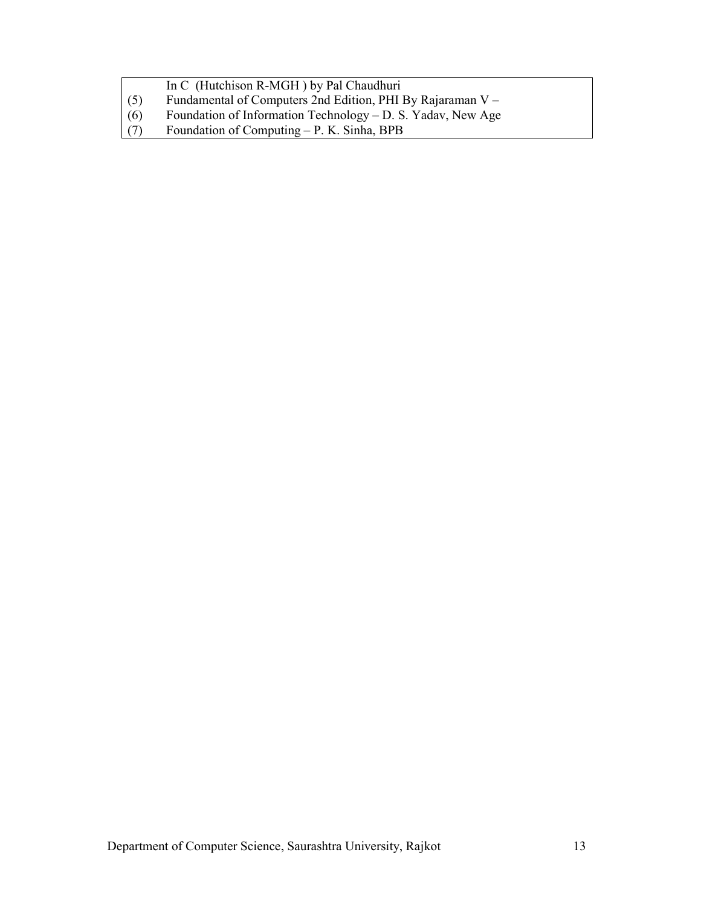In C (Hutchison R-MGH ) by Pal Chaudhuri

(5) Fundamental of Computers 2nd Edition, PHI By Rajaraman V –

(6) Foundation of Information Technology – D. S. Yadav, New Age

(7) Foundation of Computing – P. K. Sinha, BPB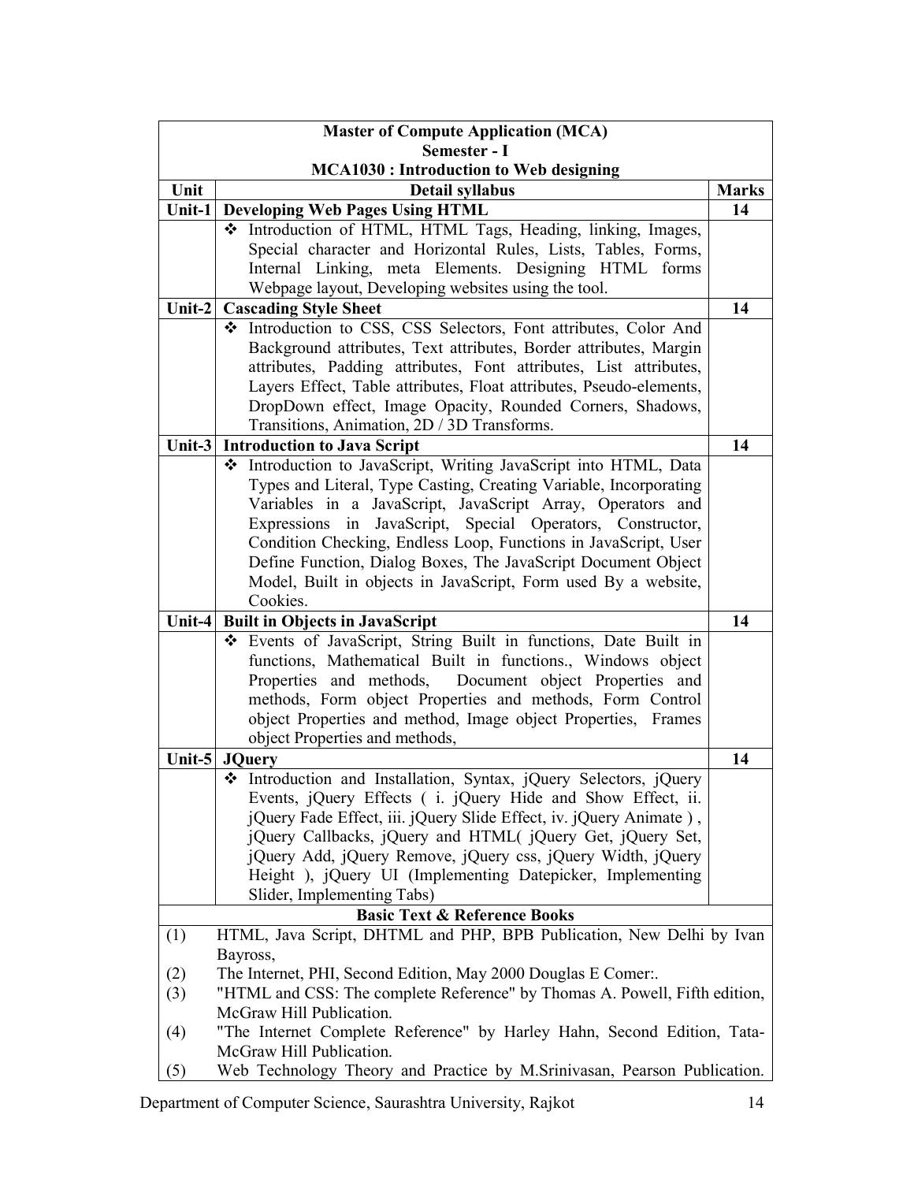**Master of Compute Application (MCA)**
**Semester - I**
**MCA1030 : Introduction to Web designing**

| Unit | Detail syllabus | Marks |
|---|---|---|
| **Unit-1** | **Developing Web Pages Using HTML** | **14** |
| | ❖ Introduction of HTML, HTML Tags, Heading, linking, Images, Special character and Horizontal Rules, Lists, Tables, Forms, Internal Linking, meta Elements. Designing HTML forms Webpage layout, Developing websites using the tool. | |
| **Unit-2** | **Cascading Style Sheet** | **14** |
| | ❖ Introduction to CSS, CSS Selectors, Font attributes, Color And Background attributes, Text attributes, Border attributes, Margin attributes, Padding attributes, Font attributes, List attributes, Layers Effect, Table attributes, Float attributes, Pseudo-elements, DropDown effect, Image Opacity, Rounded Corners, Shadows, Transitions, Animation, 2D / 3D Transforms. | |
| **Unit-3** | **Introduction to Java Script** | **14** |
| | ❖ Introduction to JavaScript, Writing JavaScript into HTML, Data Types and Literal, Type Casting, Creating Variable, Incorporating Variables in a JavaScript, JavaScript Array, Operators and Expressions in JavaScript, Special Operators, Constructor, Condition Checking, Endless Loop, Functions in JavaScript, User Define Function, Dialog Boxes, The JavaScript Document Object Model, Built in objects in JavaScript, Form used By a website, Cookies. | |
| **Unit-4** | **Built in Objects in JavaScript** | **14** |
| | ❖ Events of JavaScript, String Built in functions, Date Built in functions, Mathematical Built in functions., Windows object Properties and methods, Document object Properties and methods, Form object Properties and methods, Form Control object Properties and method, Image object Properties, Frames object Properties and methods, | |
| **Unit-5** | **JQuery** | **14** |
| | ❖ Introduction and Installation, Syntax, jQuery Selectors, jQuery Events, jQuery Effects ( i. jQuery Hide and Show Effect, ii. jQuery Fade Effect, iii. jQuery Slide Effect, iv. jQuery Animate ) , jQuery Callbacks, jQuery and HTML( jQuery Get, jQuery Set, jQuery Add, jQuery Remove, jQuery css, jQuery Width, jQuery Height ), jQuery UI (Implementing Datepicker, Implementing Slider, Implementing Tabs) | |

**Basic Text & Reference Books**

(1) HTML, Java Script, DHTML and PHP, BPB Publication, New Delhi by Ivan Bayross,

(2) The Internet, PHI, Second Edition, May 2000 Douglas E Comer:.

(3) "HTML and CSS: The complete Reference" by Thomas A. Powell, Fifth edition, McGraw Hill Publication.

(4) "The Internet Complete Reference" by Harley Hahn, Second Edition, Tata-McGraw Hill Publication.

(5) Web Technology Theory and Practice by M.Srinivasan, Pearson Publication.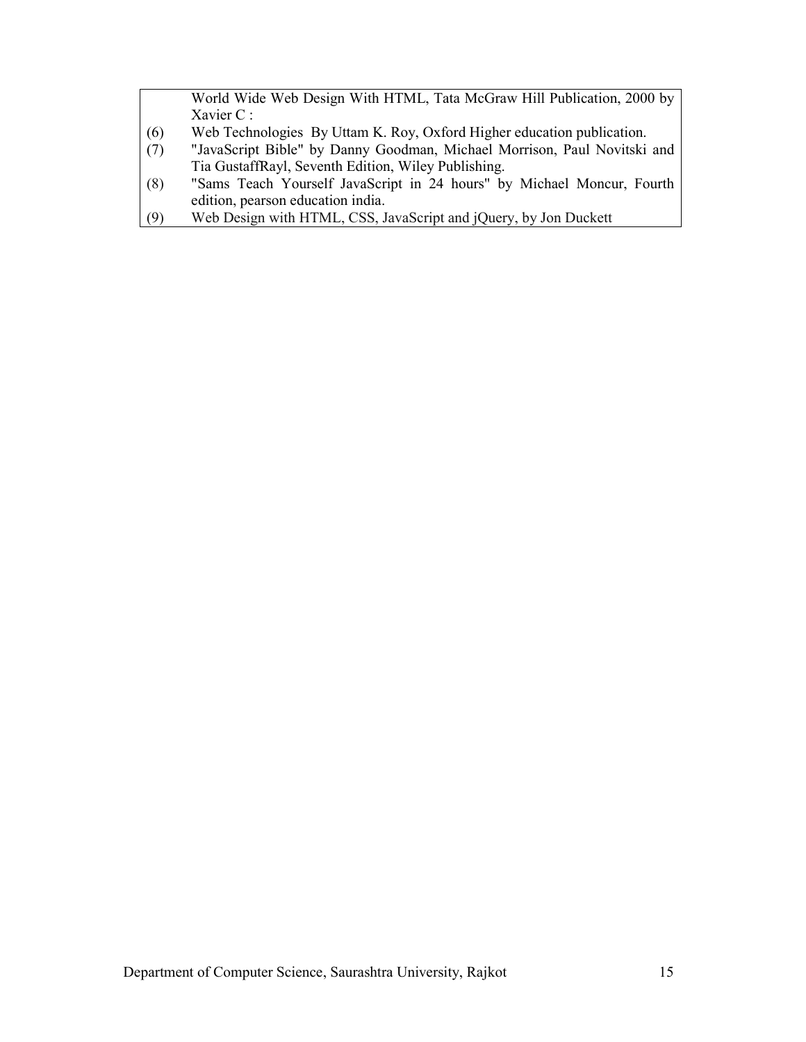| | |
|---|---|
| | World Wide Web Design With HTML, Tata McGraw Hill Publication, 2000 by Xavier C : |
| (6) | Web Technologies By Uttam K. Roy, Oxford Higher education publication. |
| (7) | "JavaScript Bible" by Danny Goodman, Michael Morrison, Paul Novitski and Tia GustaffRayl, Seventh Edition, Wiley Publishing. |
| (8) | "Sams Teach Yourself JavaScript in 24 hours" by Michael Moncur, Fourth edition, pearson education india. |
| (9) | Web Design with HTML, CSS, JavaScript and jQuery, by Jon Duckett |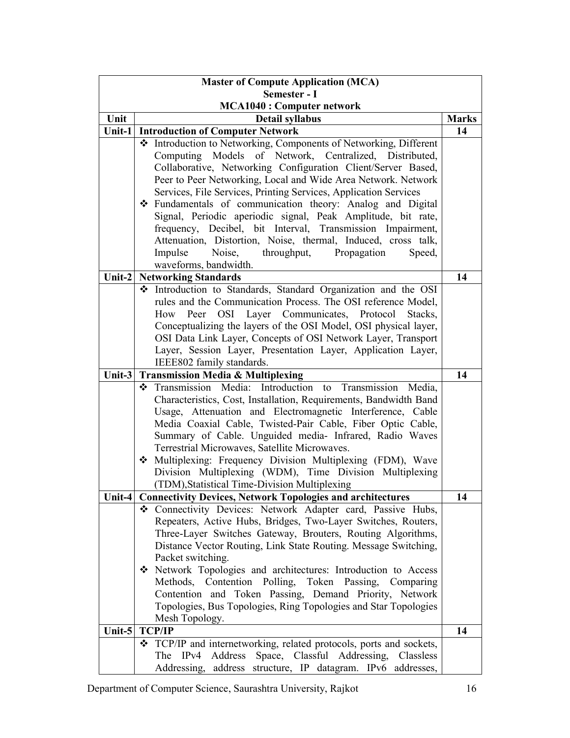| Master of Compute Application (MCA)<br>Semester - I<br>MCA1040 : Computer network | | |
|---|---|---|
| **Unit** | **Detail syllabus** | **Marks** |
| **Unit-1** | **Introduction of Computer Network** | **14** |
| | ❖ Introduction to Networking, Components of Networking, Different Computing Models of Network, Centralized, Distributed, Collaborative, Networking Configuration Client/Server Based, Peer to Peer Networking, Local and Wide Area Network. Network Services, File Services, Printing Services, Application Services<br>❖ Fundamentals of communication theory: Analog and Digital Signal, Periodic aperiodic signal, Peak Amplitude, bit rate, frequency, Decibel, bit Interval, Transmission Impairment, Attenuation, Distortion, Noise, thermal, Induced, cross talk, Impulse Noise, throughput, Propagation Speed, waveforms, bandwidth. | |
| **Unit-2** | **Networking Standards** | **14** |
| | ❖ Introduction to Standards, Standard Organization and the OSI rules and the Communication Process. The OSI reference Model, How Peer OSI Layer Communicates, Protocol Stacks, Conceptualizing the layers of the OSI Model, OSI physical layer, OSI Data Link Layer, Concepts of OSI Network Layer, Transport Layer, Session Layer, Presentation Layer, Application Layer, IEEE802 family standards. | |
| **Unit-3** | **Transmission Media & Multiplexing** | **14** |
| | ❖ Transmission Media: Introduction to Transmission Media, Characteristics, Cost, Installation, Requirements, Bandwidth Band Usage, Attenuation and Electromagnetic Interference, Cable Media Coaxial Cable, Twisted-Pair Cable, Fiber Optic Cable, Summary of Cable. Unguided media- Infrared, Radio Waves Terrestrial Microwaves, Satellite Microwaves.<br>❖ Multiplexing: Frequency Division Multiplexing (FDM), Wave Division Multiplexing (WDM), Time Division Multiplexing (TDM),Statistical Time-Division Multiplexing | |
| **Unit-4** | **Connectivity Devices, Network Topologies and architectures** | **14** |
| | ❖ Connectivity Devices: Network Adapter card, Passive Hubs, Repeaters, Active Hubs, Bridges, Two-Layer Switches, Routers, Three-Layer Switches Gateway, Brouters, Routing Algorithms, Distance Vector Routing, Link State Routing. Message Switching, Packet switching.<br>❖ Network Topologies and architectures: Introduction to Access Methods, Contention Polling, Token Passing, Comparing Contention and Token Passing, Demand Priority, Network Topologies, Bus Topologies, Ring Topologies and Star Topologies Mesh Topology. | |
| **Unit-5** | **TCP/IP** | **14** |
| | ❖ TCP/IP and internetworking, related protocols, ports and sockets, The IPv4 Address Space, Classful Addressing, Classless Addressing, address structure, IP datagram. IPv6 addresses, | |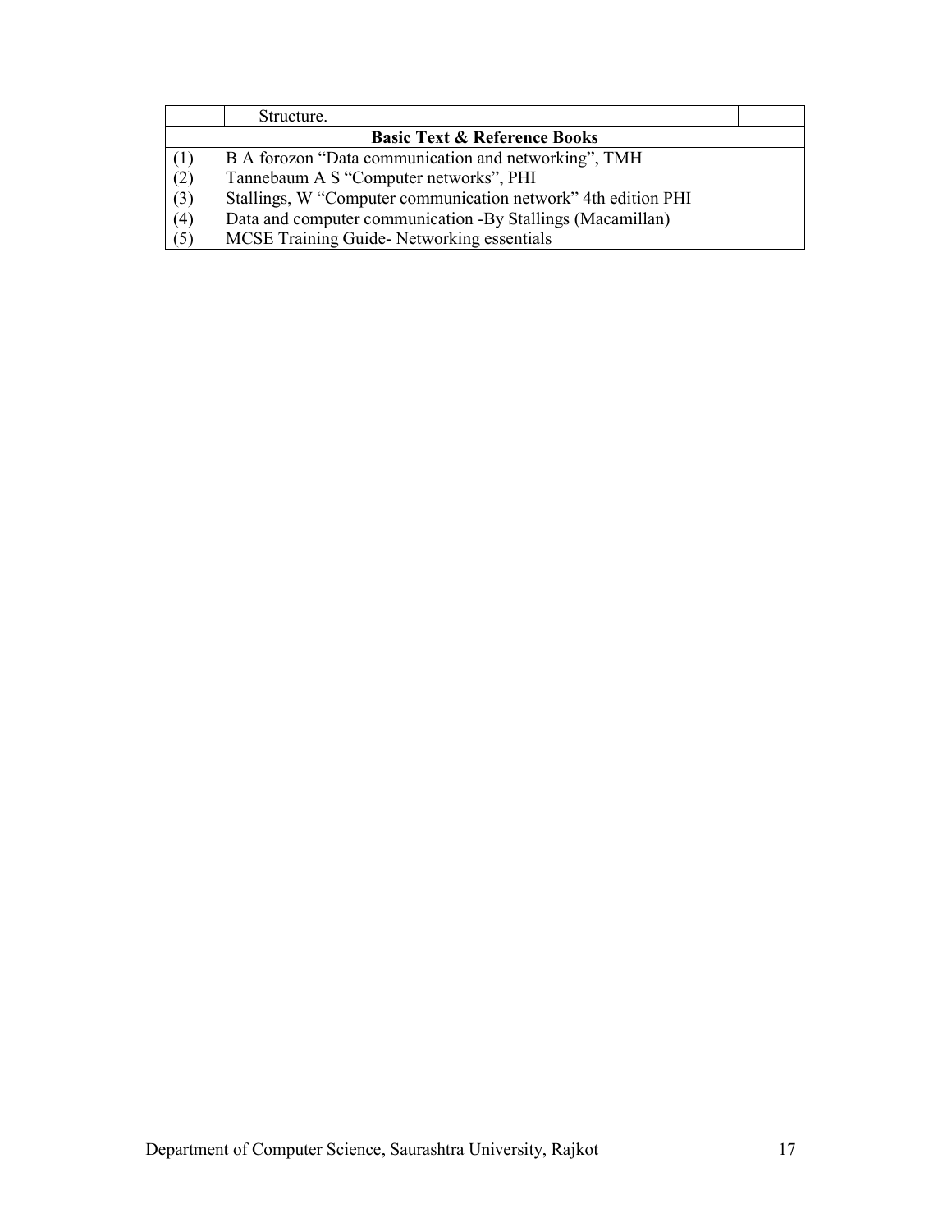| | | |
|---|---|---|
| | Structure. | |

**Basic Text & Reference Books**

| | |
|---|---|
| (1) | B A forozon "Data communication and networking", TMH |
| (2) | Tannebaum A S "Computer networks", PHI |
| (3) | Stallings, W "Computer communication network" 4th edition PHI |
| (4) | Data and computer communication -By Stallings (Macamillan) |
| (5) | MCSE Training Guide- Networking essentials |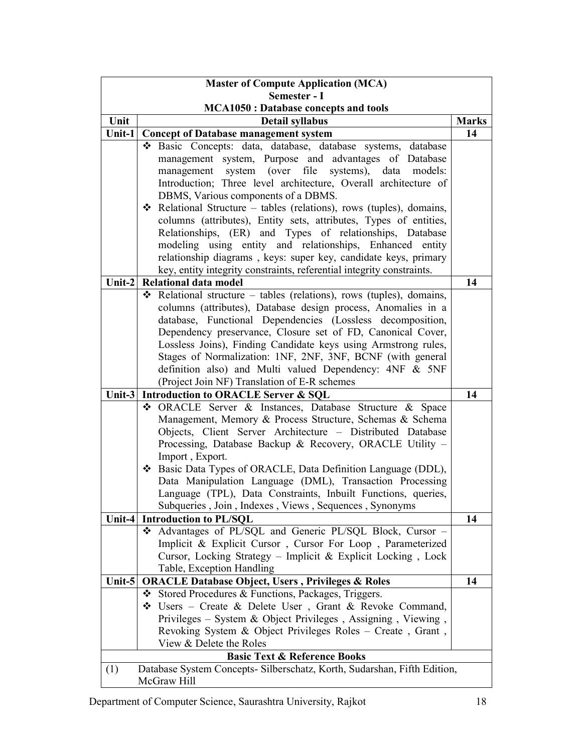| **Master of Compute Application (MCA)**<br>**Semester - I**<br>**MCA1050 : Database concepts and tools** | | |
|---|---|---|
| **Unit** | **Detail syllabus** | **Marks** |
| **Unit-1** | **Concept of Database management system** | **14** |
| | ❖ Basic Concepts: data, database, database systems, database management system, Purpose and advantages of Database management system (over file systems), data models: Introduction; Three level architecture, Overall architecture of DBMS, Various components of a DBMS.<br>❖ Relational Structure – tables (relations), rows (tuples), domains, columns (attributes), Entity sets, attributes, Types of entities, Relationships, (ER) and Types of relationships, Database modeling using entity and relationships, Enhanced entity relationship diagrams , keys: super key, candidate keys, primary key, entity integrity constraints, referential integrity constraints. | |
| **Unit-2** | **Relational data model** | **14** |
| | ❖ Relational structure – tables (relations), rows (tuples), domains, columns (attributes), Database design process, Anomalies in a database, Functional Dependencies (Lossless decomposition, Dependency preservance, Closure set of FD, Canonical Cover, Lossless Joins), Finding Candidate keys using Armstrong rules, Stages of Normalization: 1NF, 2NF, 3NF, BCNF (with general definition also) and Multi valued Dependency: 4NF & 5NF (Project Join NF) Translation of E-R schemes | |
| **Unit-3** | **Introduction to ORACLE Server & SQL** | **14** |
| | ❖ ORACLE Server & Instances, Database Structure & Space Management, Memory & Process Structure, Schemas & Schema Objects, Client Server Architecture – Distributed Database Processing, Database Backup & Recovery, ORACLE Utility – Import , Export.<br>❖ Basic Data Types of ORACLE, Data Definition Language (DDL), Data Manipulation Language (DML), Transaction Processing Language (TPL), Data Constraints, Inbuilt Functions, queries, Subqueries , Join , Indexes , Views , Sequences , Synonyms | |
| **Unit-4** | **Introduction to PL/SQL** | **14** |
| | ❖ Advantages of PL/SQL and Generic PL/SQL Block, Cursor – Implicit & Explicit Cursor , Cursor For Loop , Parameterized Cursor, Locking Strategy – Implicit & Explicit Locking , Lock Table, Exception Handling | |
| **Unit-5** | **ORACLE Database Object, Users , Privileges & Roles** | **14** |
| | ❖ Stored Procedures & Functions, Packages, Triggers.<br>❖ Users – Create & Delete User , Grant & Revoke Command, Privileges – System & Object Privileges , Assigning , Viewing , Revoking System & Object Privileges Roles – Create , Grant , View & Delete the Roles | |
| **Basic Text & Reference Books** | | |
| (1) | Database System Concepts- Silberschatz, Korth, Sudarshan, Fifth Edition, McGraw Hill | |

Department of Computer Science, Saurashtra University, Rajkot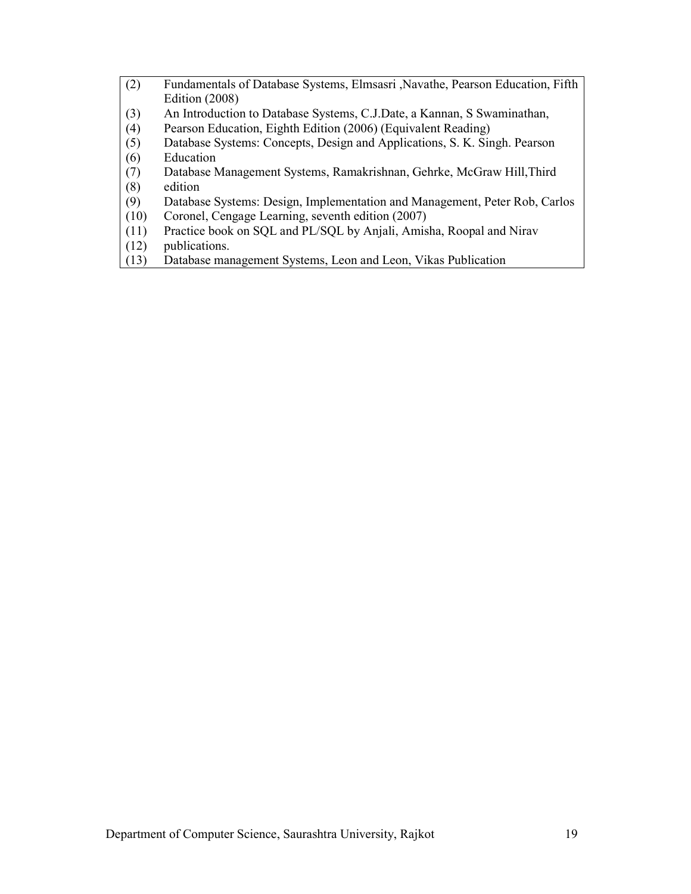| | |
|---|---|
| (2) | Fundamentals of Database Systems, Elmsasri ,Navathe, Pearson Education, Fifth Edition (2008) |
| (3) | An Introduction to Database Systems, C.J.Date, a Kannan, S Swaminathan, |
| (4) | Pearson Education, Eighth Edition (2006) (Equivalent Reading) |
| (5) | Database Systems: Concepts, Design and Applications, S. K. Singh. Pearson |
| (6) | Education |
| (7) | Database Management Systems, Ramakrishnan, Gehrke, McGraw Hill,Third |
| (8) | edition |
| (9) | Database Systems: Design, Implementation and Management, Peter Rob, Carlos |
| (10) | Coronel, Cengage Learning, seventh edition (2007) |
| (11) | Practice book on SQL and PL/SQL by Anjali, Amisha, Roopal and Nirav |
| (12) | publications. |
| (13) | Database management Systems, Leon and Leon, Vikas Publication |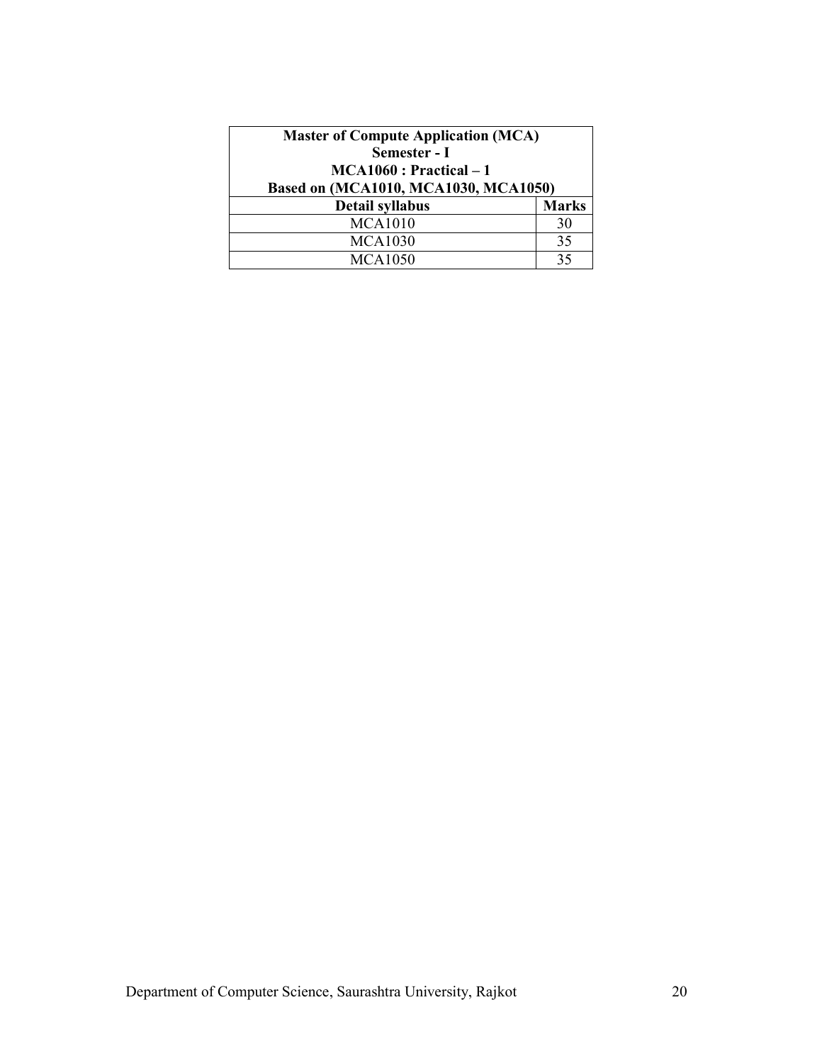| **Master of Compute Application (MCA)<br>Semester - I<br>MCA1060 : Practical – 1<br>Based on (MCA1010, MCA1030, MCA1050)** | |
|---|---|
| **Detail syllabus** | **Marks** |
| MCA1010 | 30 |
| MCA1030 | 35 |
| MCA1050 | 35 |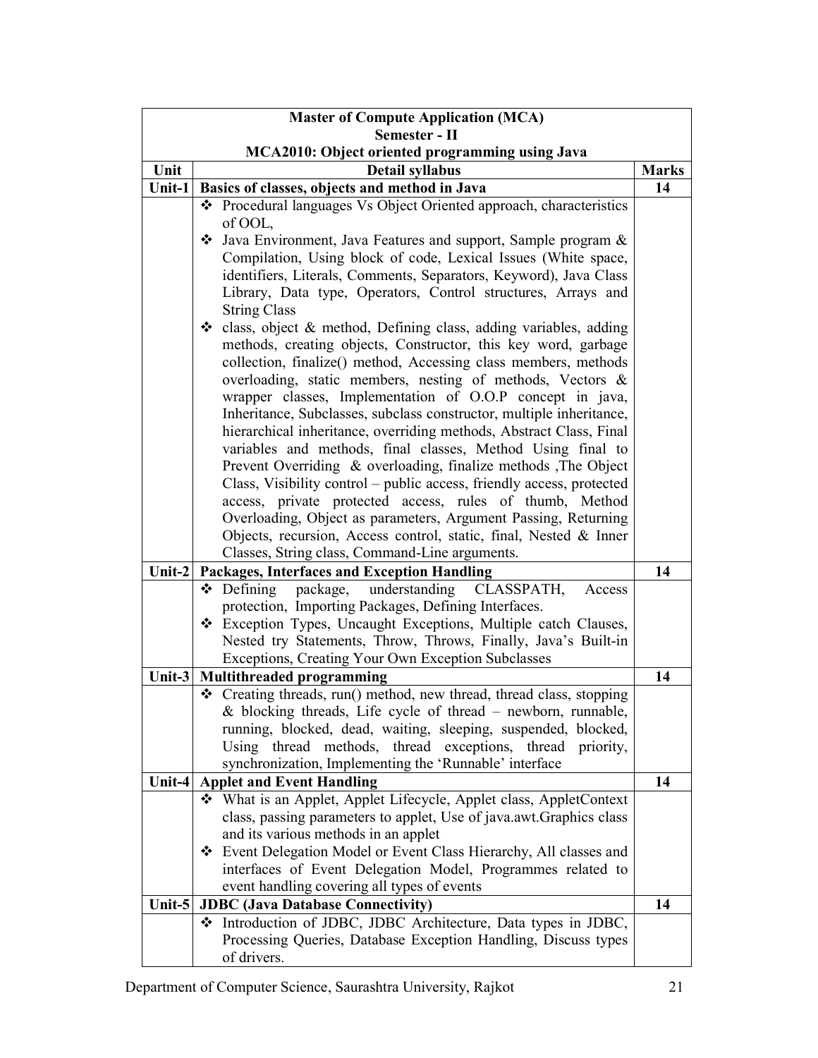| **Master of Compute Application (MCA)**<br>**Semester - II**<br>**MCA2010: Object oriented programming using Java** | | |
|---|---|---|
| **Unit** | **Detail syllabus** | **Marks** |
| **Unit-1** | **Basics of classes, objects and method in Java** | **14** |
| | ❖ Procedural languages Vs Object Oriented approach, characteristics of OOL,<br>❖ Java Environment, Java Features and support, Sample program & Compilation, Using block of code, Lexical Issues (White space, identifiers, Literals, Comments, Separators, Keyword), Java Class Library, Data type, Operators, Control structures, Arrays and String Class<br>❖ class, object & method, Defining class, adding variables, adding methods, creating objects, Constructor, this key word, garbage collection, finalize() method, Accessing class members, methods overloading, static members, nesting of methods, Vectors & wrapper classes, Implementation of O.O.P concept in java, Inheritance, Subclasses, subclass constructor, multiple inheritance, hierarchical inheritance, overriding methods, Abstract Class, Final variables and methods, final classes, Method Using final to Prevent Overriding & overloading, finalize methods ,The Object Class, Visibility control – public access, friendly access, protected access, private protected access, rules of thumb, Method Overloading, Object as parameters, Argument Passing, Returning Objects, recursion, Access control, static, final, Nested & Inner Classes, String class, Command-Line arguments. | |
| **Unit-2** | **Packages, Interfaces and Exception Handling** | **14** |
| | ❖ Defining package, understanding CLASSPATH, Access protection, Importing Packages, Defining Interfaces.<br>❖ Exception Types, Uncaught Exceptions, Multiple catch Clauses, Nested try Statements, Throw, Throws, Finally, Java's Built-in Exceptions, Creating Your Own Exception Subclasses | |
| **Unit-3** | **Multithreaded programming** | **14** |
| | ❖ Creating threads, run() method, new thread, thread class, stopping & blocking threads, Life cycle of thread – newborn, runnable, running, blocked, dead, waiting, sleeping, suspended, blocked, Using thread methods, thread exceptions, thread priority, synchronization, Implementing the 'Runnable' interface | |
| **Unit-4** | **Applet and Event Handling** | **14** |
| | ❖ What is an Applet, Applet Lifecycle, Applet class, AppletContext class, passing parameters to applet, Use of java.awt.Graphics class and its various methods in an applet<br>❖ Event Delegation Model or Event Class Hierarchy, All classes and interfaces of Event Delegation Model, Programmes related to event handling covering all types of events | |
| **Unit-5** | **JDBC (Java Database Connectivity)** | **14** |
| | ❖ Introduction of JDBC, JDBC Architecture, Data types in JDBC, Processing Queries, Database Exception Handling, Discuss types of drivers. | |

Department of Computer Science, Saurashtra University, Rajkot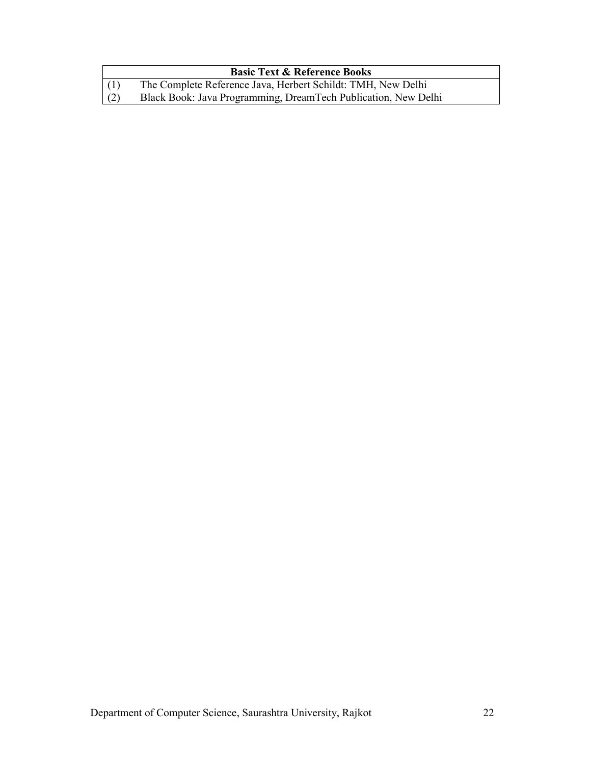| Basic Text & Reference Books | |
|---|---|
| (1) | The Complete Reference Java, Herbert Schildt: TMH, New Delhi |
| (2) | Black Book: Java Programming, DreamTech Publication, New Delhi |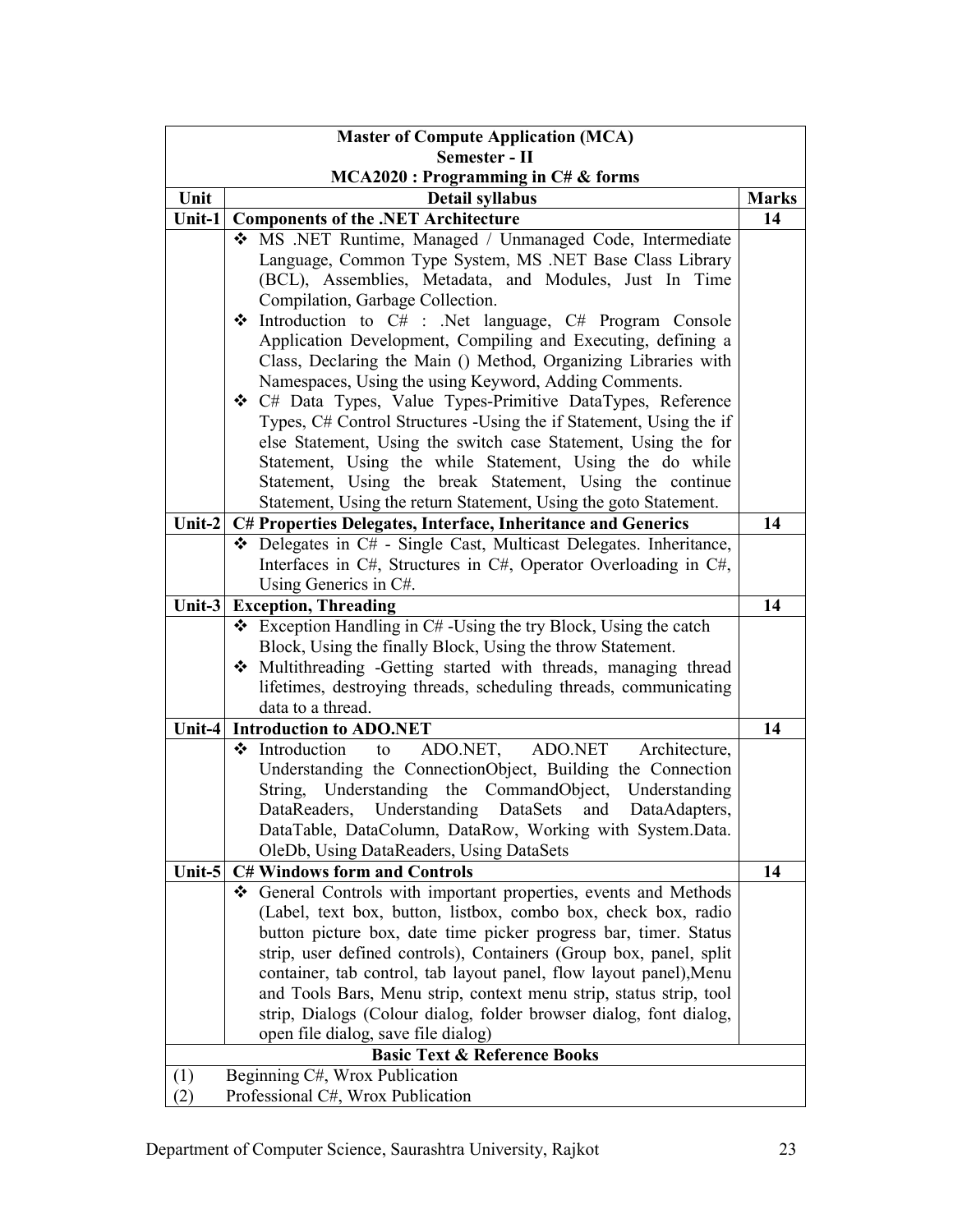| Master of Compute Application (MCA)<br>Semester - II<br>MCA2020 : Programming in C# & forms | | |
|---|---|---|
| **Unit** | **Detail syllabus** | **Marks** |
| **Unit-1** | **Components of the .NET Architecture** | **14** |
| | ❖ MS .NET Runtime, Managed / Unmanaged Code, Intermediate Language, Common Type System, MS .NET Base Class Library (BCL), Assemblies, Metadata, and Modules, Just In Time Compilation, Garbage Collection.<br>❖ Introduction to C# : .Net language, C# Program Console Application Development, Compiling and Executing, defining a Class, Declaring the Main () Method, Organizing Libraries with Namespaces, Using the using Keyword, Adding Comments.<br>❖ C# Data Types, Value Types-Primitive DataTypes, Reference Types, C# Control Structures -Using the if Statement, Using the if else Statement, Using the switch case Statement, Using the for Statement, Using the while Statement, Using the do while Statement, Using the break Statement, Using the continue Statement, Using the return Statement, Using the goto Statement. | |
| **Unit-2** | **C# Properties Delegates, Interface, Inheritance and Generics** | **14** |
| | ❖ Delegates in C# - Single Cast, Multicast Delegates. Inheritance, Interfaces in C#, Structures in C#, Operator Overloading in C#, Using Generics in C#. | |
| **Unit-3** | **Exception, Threading** | **14** |
| | ❖ Exception Handling in C# -Using the try Block, Using the catch Block, Using the finally Block, Using the throw Statement.<br>❖ Multithreading -Getting started with threads, managing thread lifetimes, destroying threads, scheduling threads, communicating data to a thread. | |
| **Unit-4** | **Introduction to ADO.NET** | **14** |
| | ❖ Introduction to ADO.NET, ADO.NET Architecture, Understanding the ConnectionObject, Building the Connection String, Understanding the CommandObject, Understanding DataReaders, Understanding DataSets and DataAdapters, DataTable, DataColumn, DataRow, Working with System.Data. OleDb, Using DataReaders, Using DataSets | |
| **Unit-5** | **C# Windows form and Controls** | **14** |
| | ❖ General Controls with important properties, events and Methods (Label, text box, button, listbox, combo box, check box, radio button picture box, date time picker progress bar, timer. Status strip, user defined controls), Containers (Group box, panel, split container, tab control, tab layout panel, flow layout panel),Menu and Tools Bars, Menu strip, context menu strip, status strip, tool strip, Dialogs (Colour dialog, folder browser dialog, font dialog, open file dialog, save file dialog) | |
| **Basic Text & Reference Books** | | |
| (1) | Beginning C#, Wrox Publication | |
| (2) | Professional C#, Wrox Publication | |

Department of Computer Science, Saurashtra University, Rajkot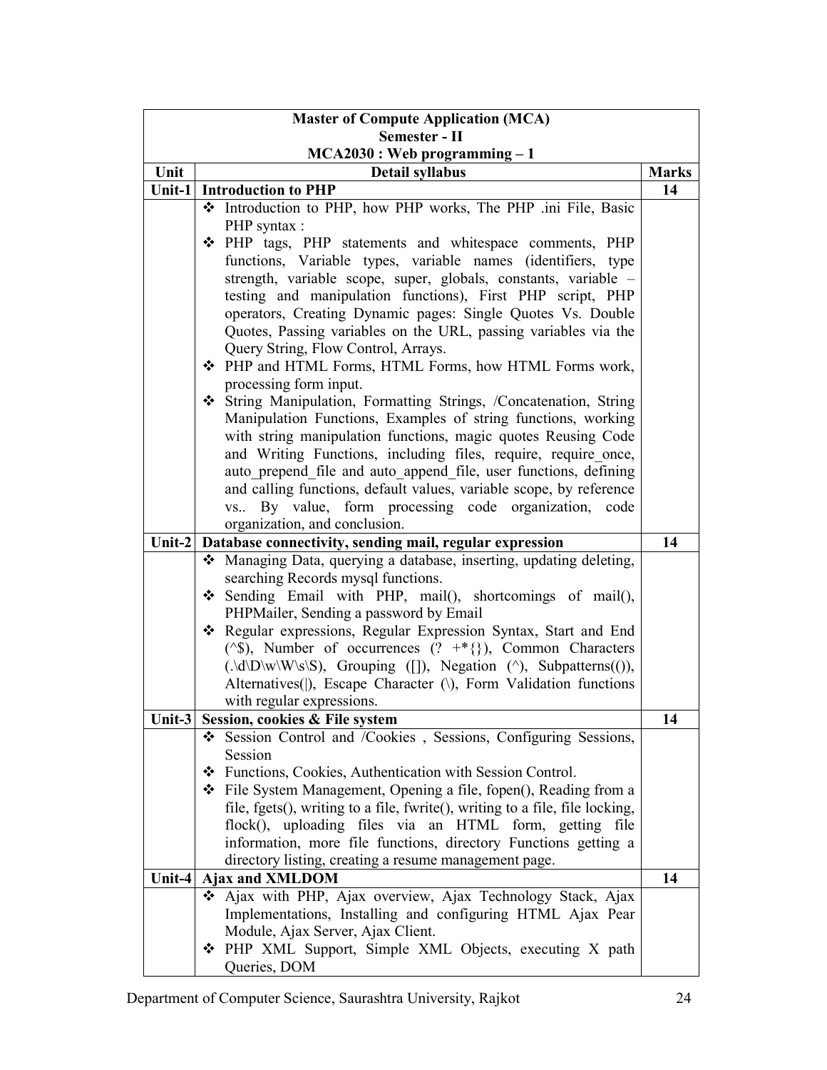| Master of Compute Application (MCA)<br>Semester - II<br>MCA2030 : Web programming – 1 | | |
|---|---|---|
| **Unit** | **Detail syllabus** | **Marks** |
| **Unit-1** | **Introduction to PHP** | **14** |
| | ❖ Introduction to PHP, how PHP works, The PHP .ini File, Basic PHP syntax :<br>❖ PHP tags, PHP statements and whitespace comments, PHP functions, Variable types, variable names (identifiers, type strength, variable scope, super, globals, constants, variable – testing and manipulation functions), First PHP script, PHP operators, Creating Dynamic pages: Single Quotes Vs. Double Quotes, Passing variables on the URL, passing variables via the Query String, Flow Control, Arrays.<br>❖ PHP and HTML Forms, HTML Forms, how HTML Forms work, processing form input.<br>❖ String Manipulation, Formatting Strings, /Concatenation, String Manipulation Functions, Examples of string functions, working with string manipulation functions, magic quotes Reusing Code and Writing Functions, including files, require, require_once, auto_prepend_file and auto_append_file, user functions, defining and calling functions, default values, variable scope, by reference vs.. By value, form processing code organization, code organization, and conclusion. | |
| **Unit-2** | **Database connectivity, sending mail, regular expression** | **14** |
| | ❖ Managing Data, querying a database, inserting, updating deleting, searching Records mysql functions.<br>❖ Sending Email with PHP, mail(), shortcomings of mail(), PHPMailer, Sending a password by Email<br>❖ Regular expressions, Regular Expression Syntax, Start and End (^$), Number of occurrences (? +*{}), Common Characters (.\d\D\w\W\s\S), Grouping ([]), Negation (^), Subpatterns(()), Alternatives(\|), Escape Character (\), Form Validation functions with regular expressions. | |
| **Unit-3** | **Session, cookies & File system** | **14** |
| | ❖ Session Control and /Cookies , Sessions, Configuring Sessions, Session<br>❖ Functions, Cookies, Authentication with Session Control.<br>❖ File System Management, Opening a file, fopen(), Reading from a file, fgets(), writing to a file, fwrite(), writing to a file, file locking, flock(), uploading files via an HTML form, getting file information, more file functions, directory Functions getting a directory listing, creating a resume management page. | |
| **Unit-4** | **Ajax and XMLDOM** | **14** |
| | ❖ Ajax with PHP, Ajax overview, Ajax Technology Stack, Ajax Implementations, Installing and configuring HTML Ajax Pear Module, Ajax Server, Ajax Client.<br>❖ PHP XML Support, Simple XML Objects, executing X path Queries, DOM | |

Department of Computer Science, Saurashtra University, Rajkot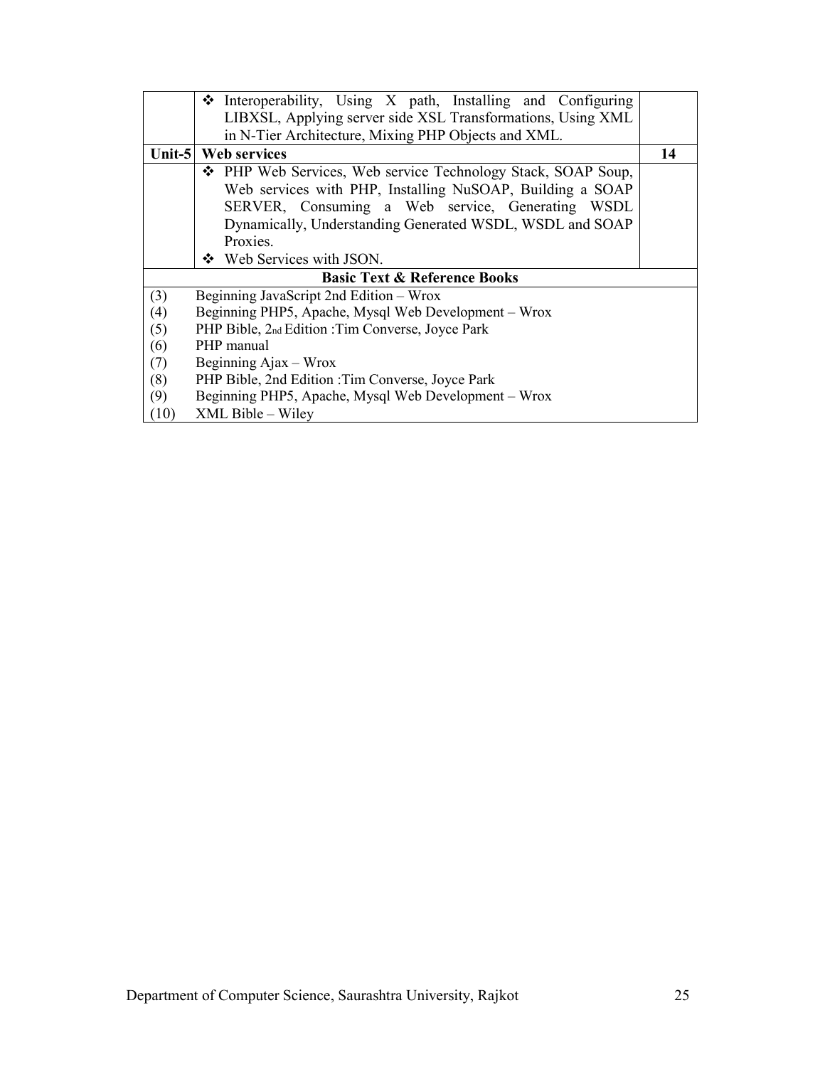| | | |
|---|---|---|
| | ❖ Interoperability, Using X path, Installing and Configuring LIBXSL, Applying server side XSL Transformations, Using XML in N-Tier Architecture, Mixing PHP Objects and XML. | |
| **Unit-5** | **Web services** | **14** |
| | ❖ PHP Web Services, Web service Technology Stack, SOAP Soup, Web services with PHP, Installing NuSOAP, Building a SOAP SERVER, Consuming a Web service, Generating WSDL Dynamically, Understanding Generated WSDL, WSDL and SOAP Proxies.<br>❖ Web Services with JSON. | |

**Basic Text & Reference Books**

(3) Beginning JavaScript 2nd Edition – Wrox
(4) Beginning PHP5, Apache, Mysql Web Development – Wrox
(5) PHP Bible, 2nd Edition :Tim Converse, Joyce Park
(6) PHP manual
(7) Beginning Ajax – Wrox
(8) PHP Bible, 2nd Edition :Tim Converse, Joyce Park
(9) Beginning PHP5, Apache, Mysql Web Development – Wrox
(10) XML Bible – Wiley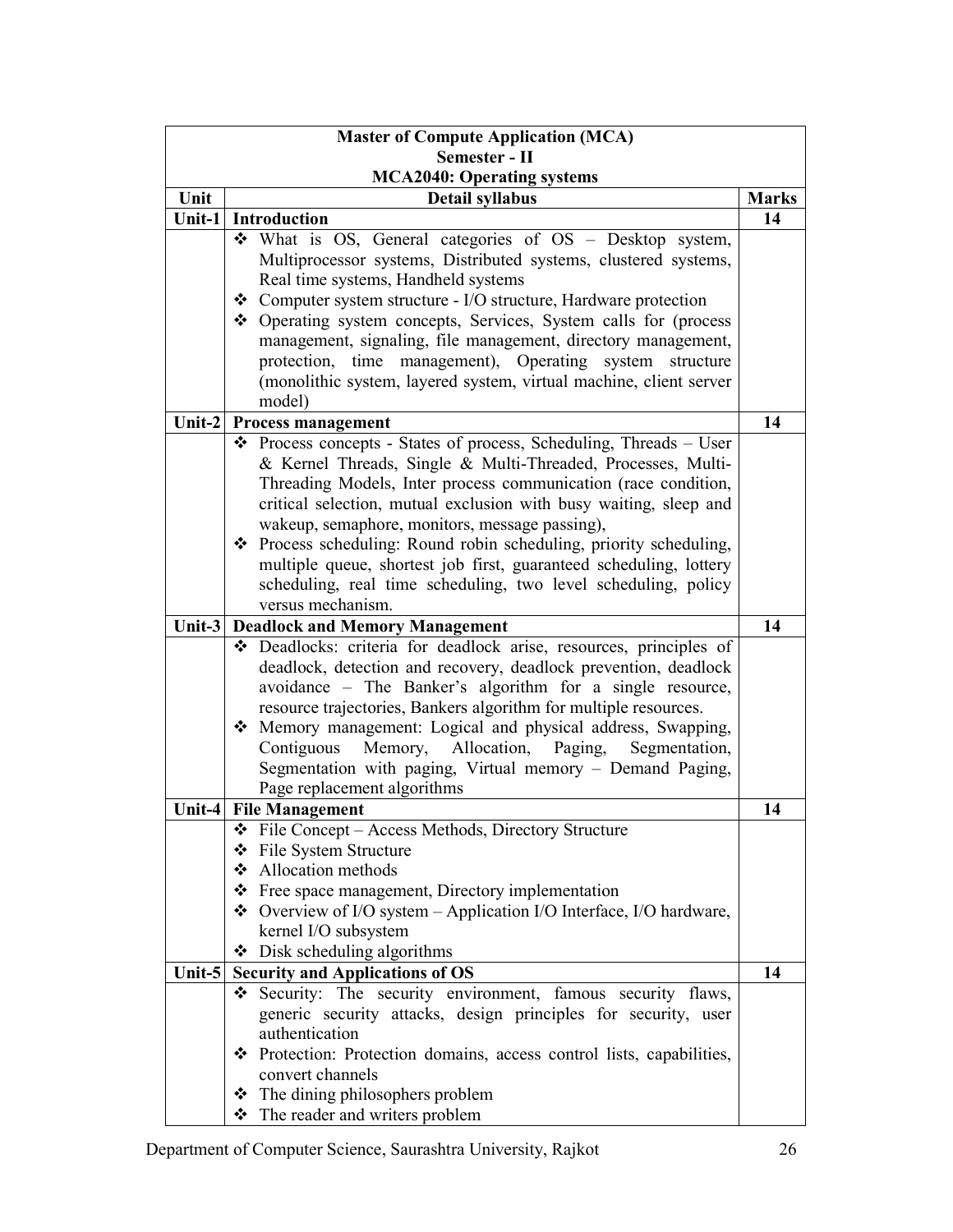| **Master of Compute Application (MCA)**<br>**Semester - II**<br>**MCA2040: Operating systems** | | |
|---|---|---|
| **Unit** | **Detail syllabus** | **Marks** |
| **Unit-1** | **Introduction** | **14** |
| | ❖ What is OS, General categories of OS – Desktop system, Multiprocessor systems, Distributed systems, clustered systems, Real time systems, Handheld systems<br>❖ Computer system structure - I/O structure, Hardware protection<br>❖ Operating system concepts, Services, System calls for (process management, signaling, file management, directory management, protection, time management), Operating system structure (monolithic system, layered system, virtual machine, client server model) | |
| **Unit-2** | **Process management** | **14** |
| | ❖ Process concepts - States of process, Scheduling, Threads – User & Kernel Threads, Single & Multi-Threaded, Processes, Multi-Threading Models, Inter process communication (race condition, critical selection, mutual exclusion with busy waiting, sleep and wakeup, semaphore, monitors, message passing),<br>❖ Process scheduling: Round robin scheduling, priority scheduling, multiple queue, shortest job first, guaranteed scheduling, lottery scheduling, real time scheduling, two level scheduling, policy versus mechanism. | |
| **Unit-3** | **Deadlock and Memory Management** | **14** |
| | ❖ Deadlocks: criteria for deadlock arise, resources, principles of deadlock, detection and recovery, deadlock prevention, deadlock avoidance – The Banker's algorithm for a single resource, resource trajectories, Bankers algorithm for multiple resources.<br>❖ Memory management: Logical and physical address, Swapping, Contiguous Memory, Allocation, Paging, Segmentation, Segmentation with paging, Virtual memory – Demand Paging, Page replacement algorithms | |
| **Unit-4** | **File Management** | **14** |
| | ❖ File Concept – Access Methods, Directory Structure<br>❖ File System Structure<br>❖ Allocation methods<br>❖ Free space management, Directory implementation<br>❖ Overview of I/O system – Application I/O Interface, I/O hardware, kernel I/O subsystem<br>❖ Disk scheduling algorithms | |
| **Unit-5** | **Security and Applications of OS** | **14** |
| | ❖ Security: The security environment, famous security flaws, generic security attacks, design principles for security, user authentication<br>❖ Protection: Protection domains, access control lists, capabilities, convert channels<br>❖ The dining philosophers problem<br>❖ The reader and writers problem | |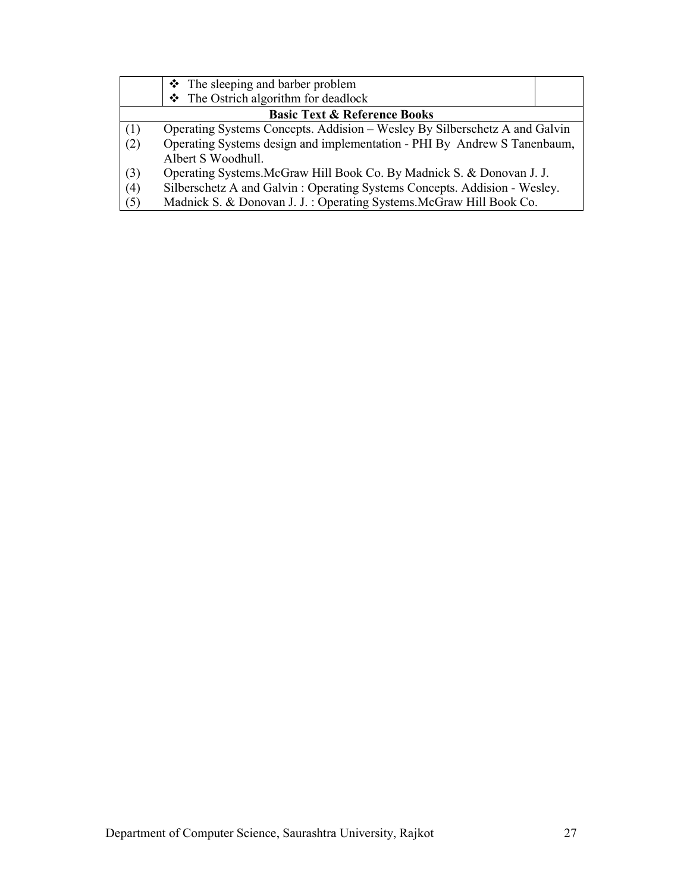| | | |
|---|---|---|
| | ❖ The sleeping and barber problem<br>❖ The Ostrich algorithm for deadlock | |

**Basic Text & Reference Books**

| | |
|---|---|
| (1) | Operating Systems Concepts. Addision – Wesley By Silberschetz A and Galvin |
| (2) | Operating Systems design and implementation - PHI By Andrew S Tanenbaum, Albert S Woodhull. |
| (3) | Operating Systems.McGraw Hill Book Co. By Madnick S. & Donovan J. J. |
| (4) | Silberschetz A and Galvin : Operating Systems Concepts. Addision - Wesley. |
| (5) | Madnick S. & Donovan J. J. : Operating Systems.McGraw Hill Book Co. |

Department of Computer Science, Saurashtra University, Rajkot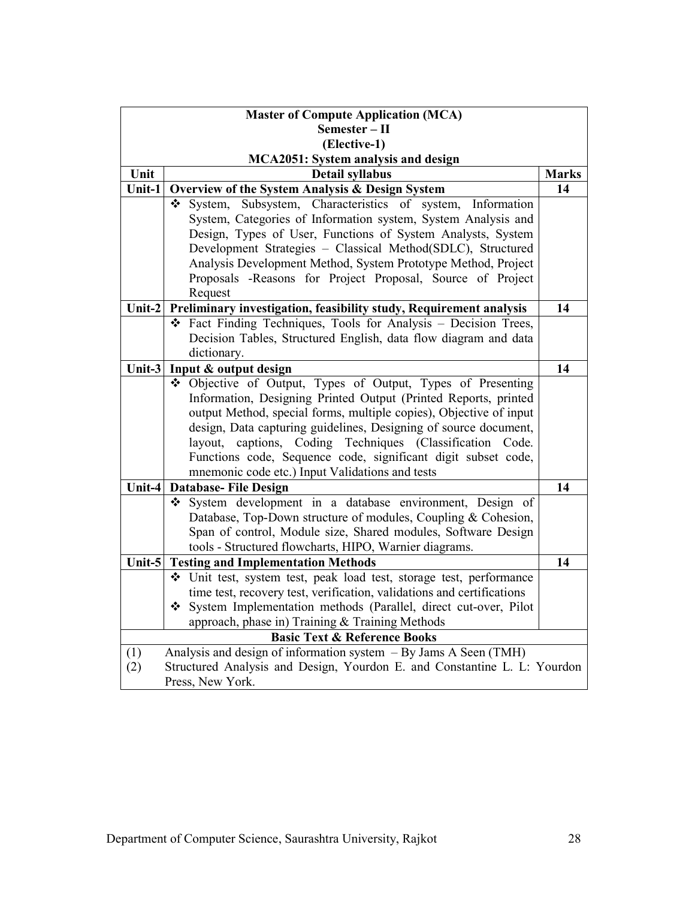**Master of Compute Application (MCA)**
**Semester – II**
**(Elective-1)**
**MCA2051: System analysis and design**

| Unit | Detail syllabus | Marks |
|---|---|---|
| **Unit-1** | **Overview of the System Analysis & Design System** | **14** |
| | ❖ System, Subsystem, Characteristics of system, Information System, Categories of Information system, System Analysis and Design, Types of User, Functions of System Analysts, System Development Strategies – Classical Method(SDLC), Structured Analysis Development Method, System Prototype Method, Project Proposals -Reasons for Project Proposal, Source of Project Request | |
| **Unit-2** | **Preliminary investigation, feasibility study, Requirement analysis** | **14** |
| | ❖ Fact Finding Techniques, Tools for Analysis – Decision Trees, Decision Tables, Structured English, data flow diagram and data dictionary. | |
| **Unit-3** | **Input & output design** | **14** |
| | ❖ Objective of Output, Types of Output, Types of Presenting Information, Designing Printed Output (Printed Reports, printed output Method, special forms, multiple copies), Objective of input design, Data capturing guidelines, Designing of source document, layout, captions, Coding Techniques (Classification Code. Functions code, Sequence code, significant digit subset code, mnemonic code etc.) Input Validations and tests | |
| **Unit-4** | **Database- File Design** | **14** |
| | ❖ System development in a database environment, Design of Database, Top-Down structure of modules, Coupling & Cohesion, Span of control, Module size, Shared modules, Software Design tools - Structured flowcharts, HIPO, Warnier diagrams. | |
| **Unit-5** | **Testing and Implementation Methods** | **14** |
| | ❖ Unit test, system test, peak load test, storage test, performance time test, recovery test, verification, validations and certifications<br>❖ System Implementation methods (Parallel, direct cut-over, Pilot approach, phase in) Training & Training Methods | |

**Basic Text & Reference Books**

(1) Analysis and design of information system – By Jams A Seen (TMH)
(2) Structured Analysis and Design, Yourdon E. and Constantine L. L: Yourdon Press, New York.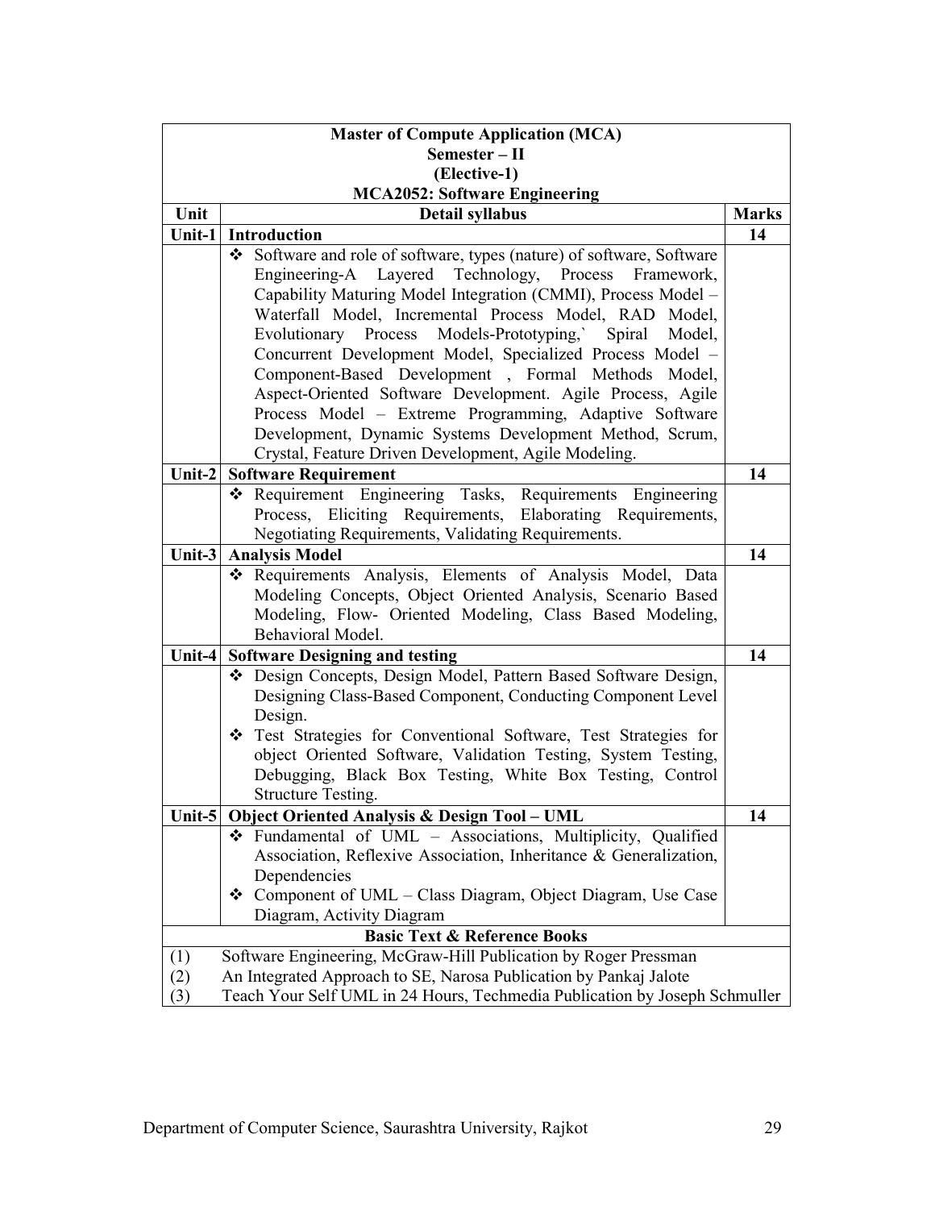| Master of Compute Application (MCA)<br>Semester – II<br>(Elective-1)<br>MCA2052: Software Engineering | | |
|---|---|---|
| **Unit** | **Detail syllabus** | **Marks** |
| **Unit-1** | **Introduction** | **14** |
| | ❖ Software and role of software, types (nature) of software, Software Engineering-A Layered Technology, Process Framework, Capability Maturing Model Integration (CMMI), Process Model – Waterfall Model, Incremental Process Model, RAD Model, Evolutionary Process Models-Prototyping,` Spiral Model, Concurrent Development Model, Specialized Process Model – Component-Based Development , Formal Methods Model, Aspect-Oriented Software Development. Agile Process, Agile Process Model – Extreme Programming, Adaptive Software Development, Dynamic Systems Development Method, Scrum, Crystal, Feature Driven Development, Agile Modeling. | |
| **Unit-2** | **Software Requirement** | **14** |
| | ❖ Requirement Engineering Tasks, Requirements Engineering Process, Eliciting Requirements, Elaborating Requirements, Negotiating Requirements, Validating Requirements. | |
| **Unit-3** | **Analysis Model** | **14** |
| | ❖ Requirements Analysis, Elements of Analysis Model, Data Modeling Concepts, Object Oriented Analysis, Scenario Based Modeling, Flow- Oriented Modeling, Class Based Modeling, Behavioral Model. | |
| **Unit-4** | **Software Designing and testing** | **14** |
| | ❖ Design Concepts, Design Model, Pattern Based Software Design, Designing Class-Based Component, Conducting Component Level Design.<br>❖ Test Strategies for Conventional Software, Test Strategies for object Oriented Software, Validation Testing, System Testing, Debugging, Black Box Testing, White Box Testing, Control Structure Testing. | |
| **Unit-5** | **Object Oriented Analysis & Design Tool – UML** | **14** |
| | ❖ Fundamental of UML – Associations, Multiplicity, Qualified Association, Reflexive Association, Inheritance & Generalization, Dependencies<br>❖ Component of UML – Class Diagram, Object Diagram, Use Case Diagram, Activity Diagram | |
| **Basic Text & Reference Books** | | |
| (1) | Software Engineering, McGraw-Hill Publication by Roger Pressman | |
| (2) | An Integrated Approach to SE, Narosa Publication by Pankaj Jalote | |
| (3) | Teach Your Self UML in 24 Hours, Techmedia Publication by Joseph Schmuller | |

Department of Computer Science, Saurashtra University, Rajkot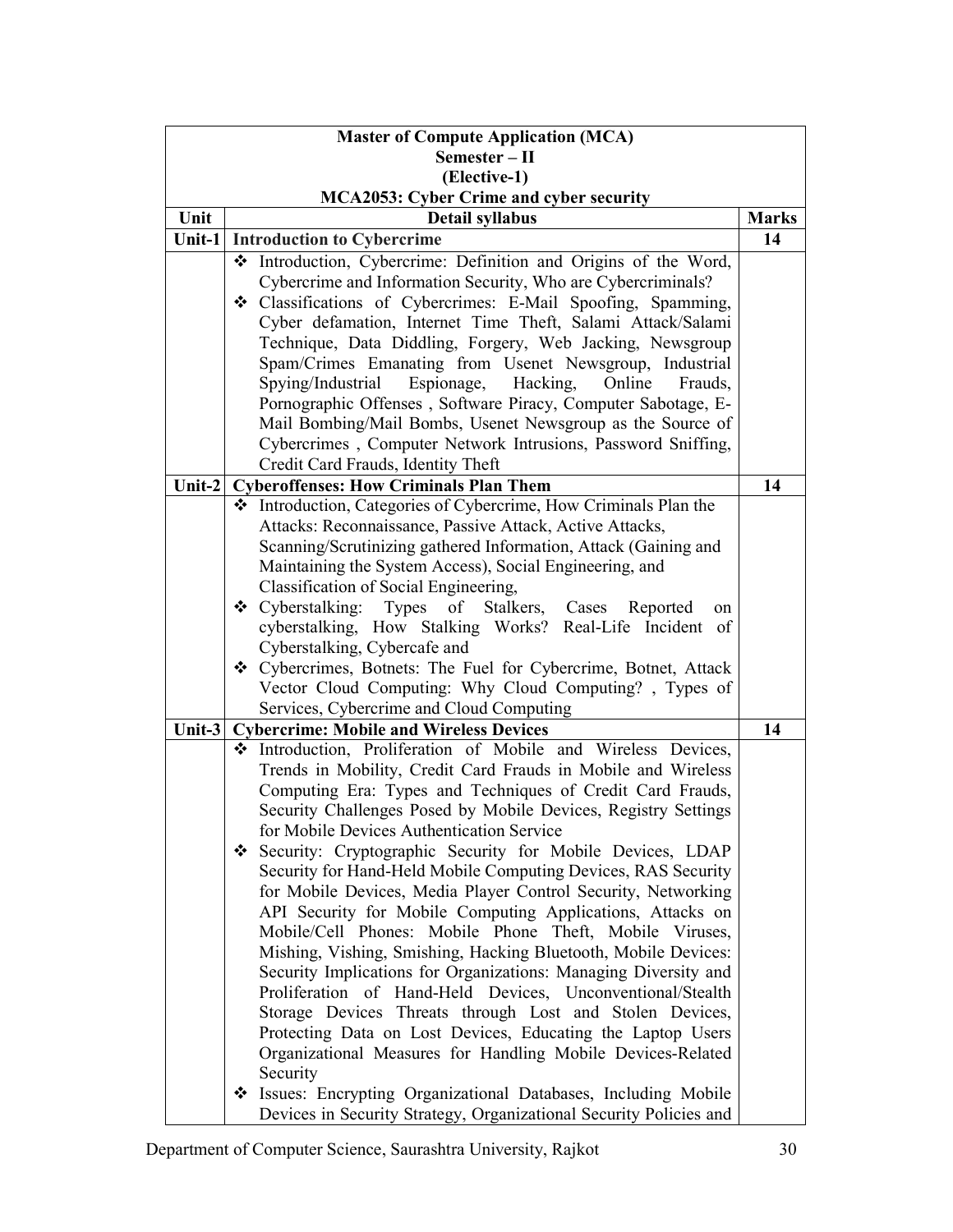| Master of Compute Application (MCA)<br>Semester – II<br>(Elective-1)<br>MCA2053: Cyber Crime and cyber security | | |
|---|---|---|
| **Unit** | **Detail syllabus** | **Marks** |
| **Unit-1** | **Introduction to Cybercrime** | **14** |
| | ❖ Introduction, Cybercrime: Definition and Origins of the Word, Cybercrime and Information Security, Who are Cybercriminals?<br>❖ Classifications of Cybercrimes: E-Mail Spoofing, Spamming, Cyber defamation, Internet Time Theft, Salami Attack/Salami Technique, Data Diddling, Forgery, Web Jacking, Newsgroup Spam/Crimes Emanating from Usenet Newsgroup, Industrial Spying/Industrial Espionage, Hacking, Online Frauds, Pornographic Offenses , Software Piracy, Computer Sabotage, E-Mail Bombing/Mail Bombs, Usenet Newsgroup as the Source of Cybercrimes , Computer Network Intrusions, Password Sniffing, Credit Card Frauds, Identity Theft | |
| **Unit-2** | **Cyberoffenses: How Criminals Plan Them** | **14** |
| | ❖ Introduction, Categories of Cybercrime, How Criminals Plan the Attacks: Reconnaissance, Passive Attack, Active Attacks, Scanning/Scrutinizing gathered Information, Attack (Gaining and Maintaining the System Access), Social Engineering, and Classification of Social Engineering,<br>❖ Cyberstalking: Types of Stalkers, Cases Reported on cyberstalking, How Stalking Works? Real-Life Incident of Cyberstalking, Cybercafe and<br>❖ Cybercrimes, Botnets: The Fuel for Cybercrime, Botnet, Attack Vector Cloud Computing: Why Cloud Computing? , Types of Services, Cybercrime and Cloud Computing | |
| **Unit-3** | **Cybercrime: Mobile and Wireless Devices** | **14** |
| | ❖ Introduction, Proliferation of Mobile and Wireless Devices, Trends in Mobility, Credit Card Frauds in Mobile and Wireless Computing Era: Types and Techniques of Credit Card Frauds, Security Challenges Posed by Mobile Devices, Registry Settings for Mobile Devices Authentication Service<br>❖ Security: Cryptographic Security for Mobile Devices, LDAP Security for Hand-Held Mobile Computing Devices, RAS Security for Mobile Devices, Media Player Control Security, Networking API Security for Mobile Computing Applications, Attacks on Mobile/Cell Phones: Mobile Phone Theft, Mobile Viruses, Mishing, Vishing, Smishing, Hacking Bluetooth, Mobile Devices: Security Implications for Organizations: Managing Diversity and Proliferation of Hand-Held Devices, Unconventional/Stealth Storage Devices Threats through Lost and Stolen Devices, Protecting Data on Lost Devices, Educating the Laptop Users Organizational Measures for Handling Mobile Devices-Related Security<br>❖ Issues: Encrypting Organizational Databases, Including Mobile Devices in Security Strategy, Organizational Security Policies and | |

Department of Computer Science, Saurashtra University, Rajkot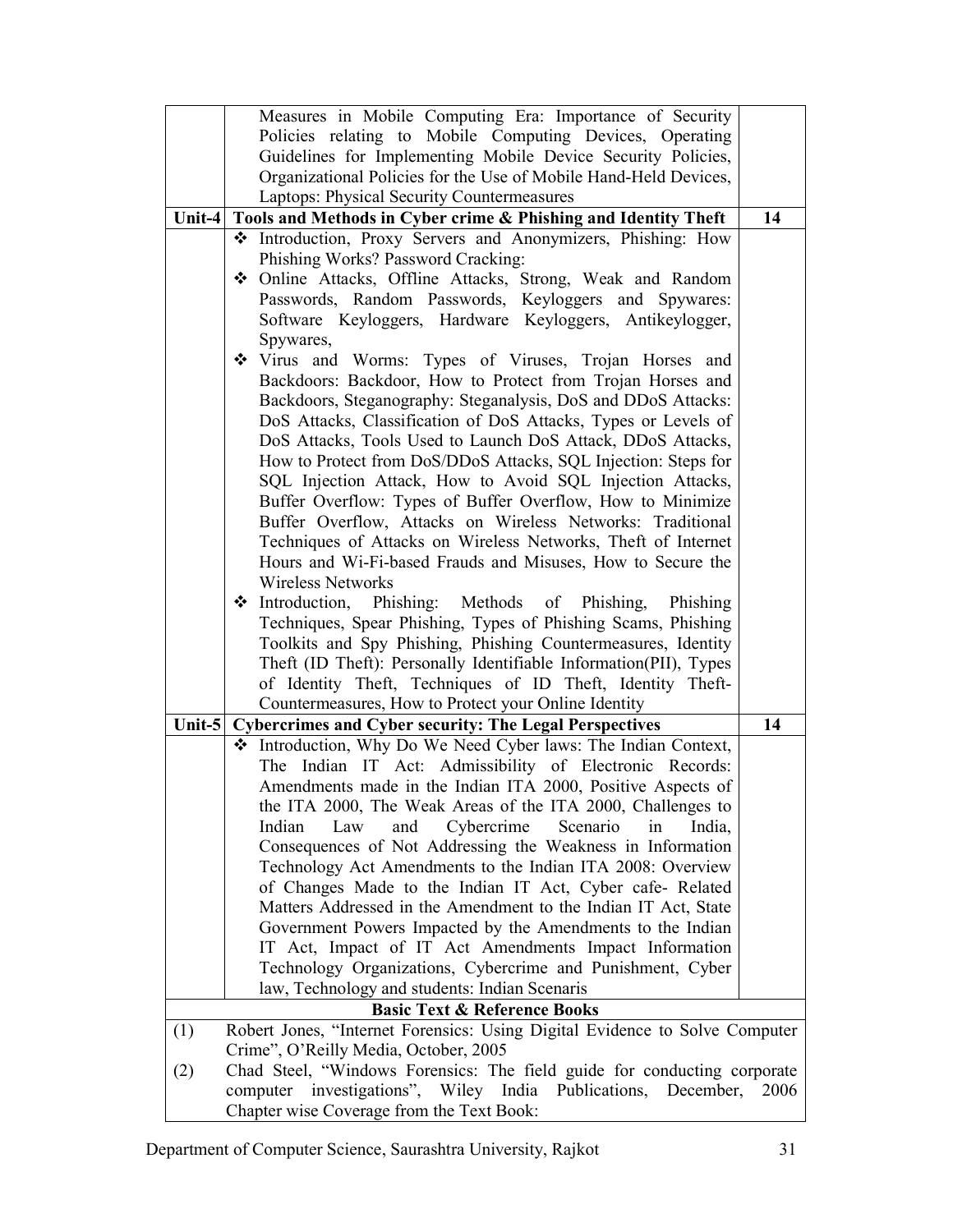| | | |
|---|---|---|
| | Measures in Mobile Computing Era: Importance of Security Policies relating to Mobile Computing Devices, Operating Guidelines for Implementing Mobile Device Security Policies, Organizational Policies for the Use of Mobile Hand-Held Devices, Laptops: Physical Security Countermeasures | |
| **Unit-4** | **Tools and Methods in Cyber crime & Phishing and Identity Theft** | **14** |
| | ❖ Introduction, Proxy Servers and Anonymizers, Phishing: How Phishing Works? Password Cracking:<br>❖ Online Attacks, Offline Attacks, Strong, Weak and Random Passwords, Random Passwords, Keyloggers and Spywares: Software Keyloggers, Hardware Keyloggers, Antikeylogger, Spywares,<br>❖ Virus and Worms: Types of Viruses, Trojan Horses and Backdoors: Backdoor, How to Protect from Trojan Horses and Backdoors, Steganography: Steganalysis, DoS and DDoS Attacks: DoS Attacks, Classification of DoS Attacks, Types or Levels of DoS Attacks, Tools Used to Launch DoS Attack, DDoS Attacks, How to Protect from DoS/DDoS Attacks, SQL Injection: Steps for SQL Injection Attack, How to Avoid SQL Injection Attacks, Buffer Overflow: Types of Buffer Overflow, How to Minimize Buffer Overflow, Attacks on Wireless Networks: Traditional Techniques of Attacks on Wireless Networks, Theft of Internet Hours and Wi-Fi-based Frauds and Misuses, How to Secure the Wireless Networks<br>❖ Introduction, Phishing: Methods of Phishing, Phishing Techniques, Spear Phishing, Types of Phishing Scams, Phishing Toolkits and Spy Phishing, Phishing Countermeasures, Identity Theft (ID Theft): Personally Identifiable Information(PII), Types of Identity Theft, Techniques of ID Theft, Identity Theft-Countermeasures, How to Protect your Online Identity | |
| **Unit-5** | **Cybercrimes and Cyber security: The Legal Perspectives** | **14** |
| | ❖ Introduction, Why Do We Need Cyber laws: The Indian Context, The Indian IT Act: Admissibility of Electronic Records: Amendments made in the Indian ITA 2000, Positive Aspects of the ITA 2000, The Weak Areas of the ITA 2000, Challenges to Indian Law and Cybercrime Scenario in India, Consequences of Not Addressing the Weakness in Information Technology Act Amendments to the Indian ITA 2008: Overview of Changes Made to the Indian IT Act, Cyber cafe- Related Matters Addressed in the Amendment to the Indian IT Act, State Government Powers Impacted by the Amendments to the Indian IT Act, Impact of IT Act Amendments Impact Information Technology Organizations, Cybercrime and Punishment, Cyber law, Technology and students: Indian Scenaris | |

**Basic Text & Reference Books**

(1) Robert Jones, "Internet Forensics: Using Digital Evidence to Solve Computer Crime", O'Reilly Media, October, 2005

(2) Chad Steel, "Windows Forensics: The field guide for conducting corporate computer investigations", Wiley India Publications, December, 2006
Chapter wise Coverage from the Text Book: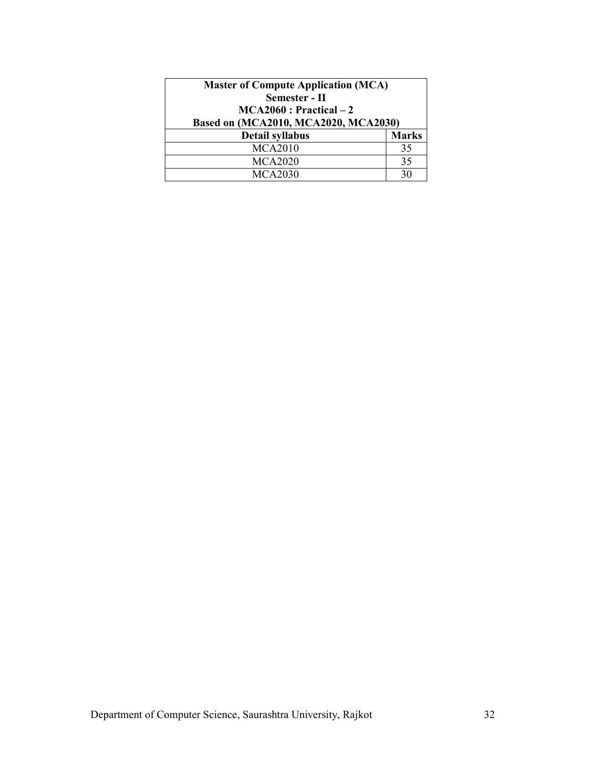| **Master of Compute Application (MCA)**<br>**Semester - II**<br>**MCA2060 : Practical – 2**<br>**Based on (MCA2010, MCA2020, MCA2030)** | |
|---|---|
| **Detail syllabus** | **Marks** |
| MCA2010 | 35 |
| MCA2020 | 35 |
| MCA2030 | 30 |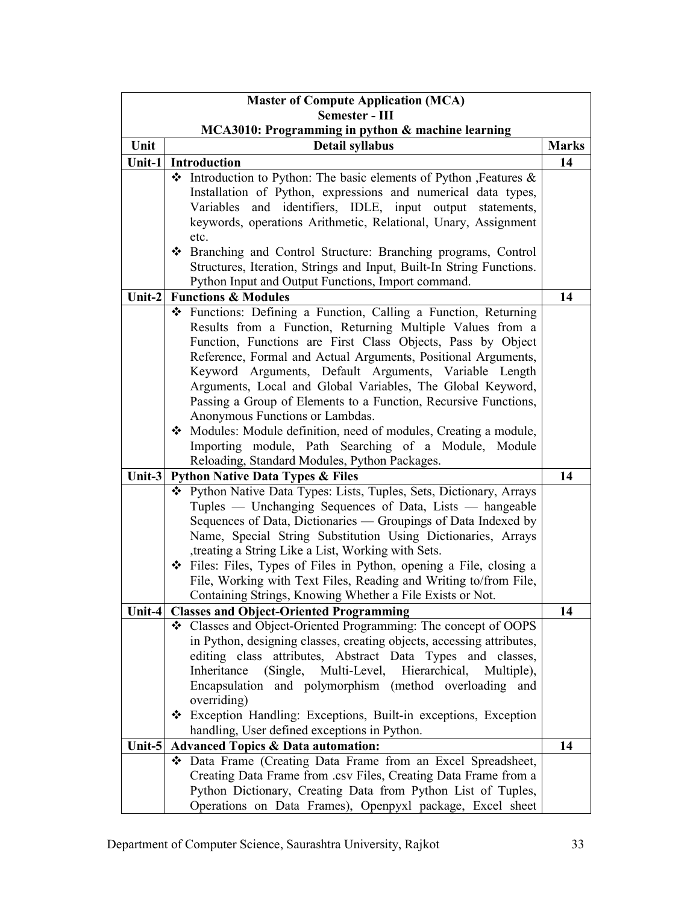| Master of Compute Application (MCA)<br>Semester - III<br>MCA3010: Programming in python & machine learning | | |
|---|---|---|
| **Unit** | **Detail syllabus** | **Marks** |
| **Unit-1** | **Introduction** | **14** |
| | ❖ Introduction to Python: The basic elements of Python ,Features & Installation of Python, expressions and numerical data types, Variables and identifiers, IDLE, input output statements, keywords, operations Arithmetic, Relational, Unary, Assignment etc.<br>❖ Branching and Control Structure: Branching programs, Control Structures, Iteration, Strings and Input, Built-In String Functions. Python Input and Output Functions, Import command. | |
| **Unit-2** | **Functions & Modules** | **14** |
| | ❖ Functions: Defining a Function, Calling a Function, Returning Results from a Function, Returning Multiple Values from a Function, Functions are First Class Objects, Pass by Object Reference, Formal and Actual Arguments, Positional Arguments, Keyword Arguments, Default Arguments, Variable Length Arguments, Local and Global Variables, The Global Keyword, Passing a Group of Elements to a Function, Recursive Functions, Anonymous Functions or Lambdas.<br>❖ Modules: Module definition, need of modules, Creating a module, Importing module, Path Searching of a Module, Module Reloading, Standard Modules, Python Packages. | |
| **Unit-3** | **Python Native Data Types & Files** | **14** |
| | ❖ Python Native Data Types: Lists, Tuples, Sets, Dictionary, Arrays Tuples — Unchanging Sequences of Data, Lists — hangeable Sequences of Data, Dictionaries — Groupings of Data Indexed by Name, Special String Substitution Using Dictionaries, Arrays ,treating a String Like a List, Working with Sets.<br>❖ Files: Files, Types of Files in Python, opening a File, closing a File, Working with Text Files, Reading and Writing to/from File, Containing Strings, Knowing Whether a File Exists or Not. | |
| **Unit-4** | **Classes and Object-Oriented Programming** | **14** |
| | ❖ Classes and Object-Oriented Programming: The concept of OOPS in Python, designing classes, creating objects, accessing attributes, editing class attributes, Abstract Data Types and classes, Inheritance (Single, Multi-Level, Hierarchical, Multiple), Encapsulation and polymorphism (method overloading and overriding)<br>❖ Exception Handling: Exceptions, Built-in exceptions, Exception handling, User defined exceptions in Python. | |
| **Unit-5** | **Advanced Topics & Data automation:** | **14** |
| | ❖ Data Frame (Creating Data Frame from an Excel Spreadsheet, Creating Data Frame from .csv Files, Creating Data Frame from a Python Dictionary, Creating Data from Python List of Tuples, Operations on Data Frames), Openpyxl package, Excel sheet | |

Department of Computer Science, Saurashtra University, Rajkot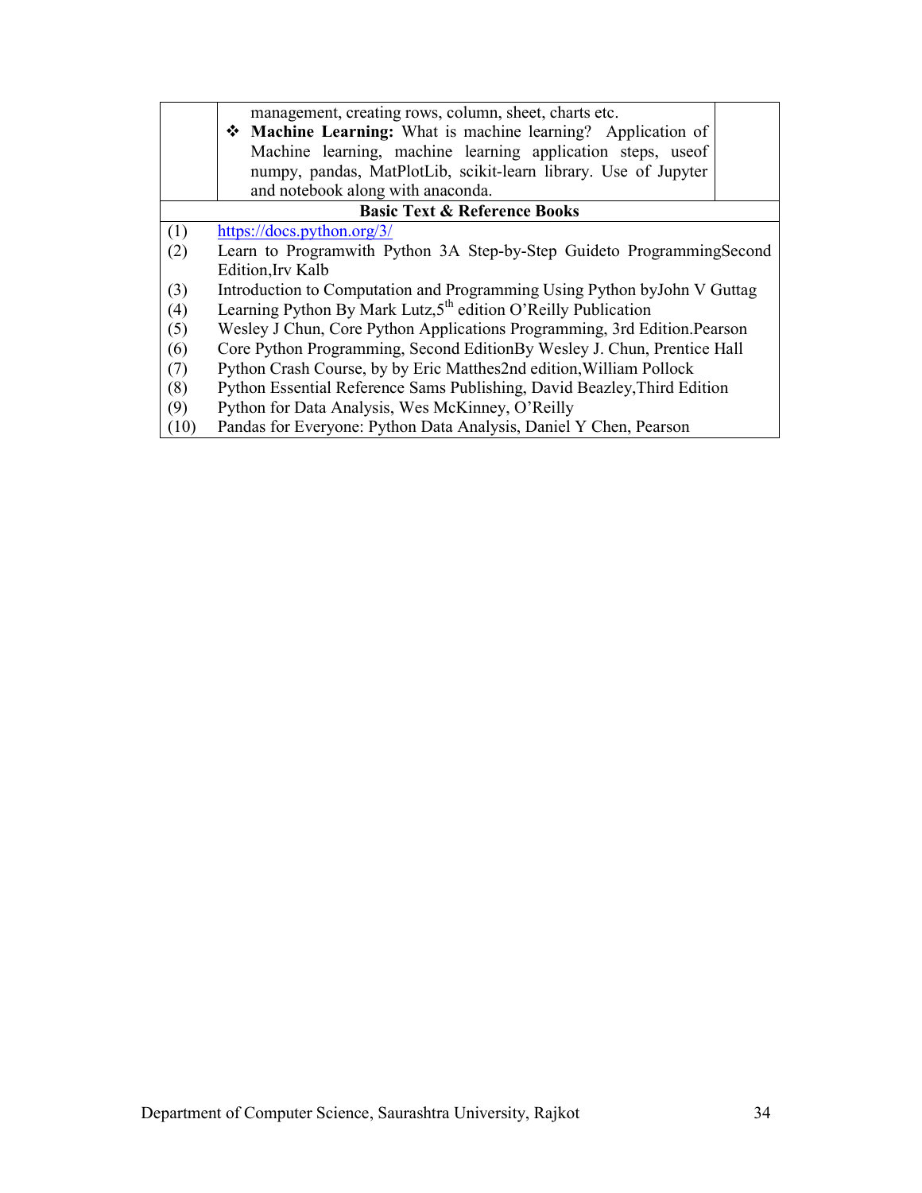| | | |
|---|---|---|
| | management, creating rows, column, sheet, charts etc.<br>❖ **Machine Learning:** What is machine learning? Application of Machine learning, machine learning application steps, useof numpy, pandas, MatPlotLib, scikit-learn library. Use of Jupyter and notebook along with anaconda. | |

**Basic Text & Reference Books**

| | |
|---|---|
| (1) | https://docs.python.org/3/ |
| (2) | Learn to Programwith Python 3A Step-by-Step Guideto ProgrammingSecond Edition,Irv Kalb |
| (3) | Introduction to Computation and Programming Using Python byJohn V Guttag |
| (4) | Learning Python By Mark Lutz,5th edition O'Reilly Publication |
| (5) | Wesley J Chun, Core Python Applications Programming, 3rd Edition.Pearson |
| (6) | Core Python Programming, Second EditionBy Wesley J. Chun, Prentice Hall |
| (7) | Python Crash Course, by by Eric Matthes2nd edition,William Pollock |
| (8) | Python Essential Reference Sams Publishing, David Beazley,Third Edition |
| (9) | Python for Data Analysis, Wes McKinney, O'Reilly |
| (10) | Pandas for Everyone: Python Data Analysis, Daniel Y Chen, Pearson |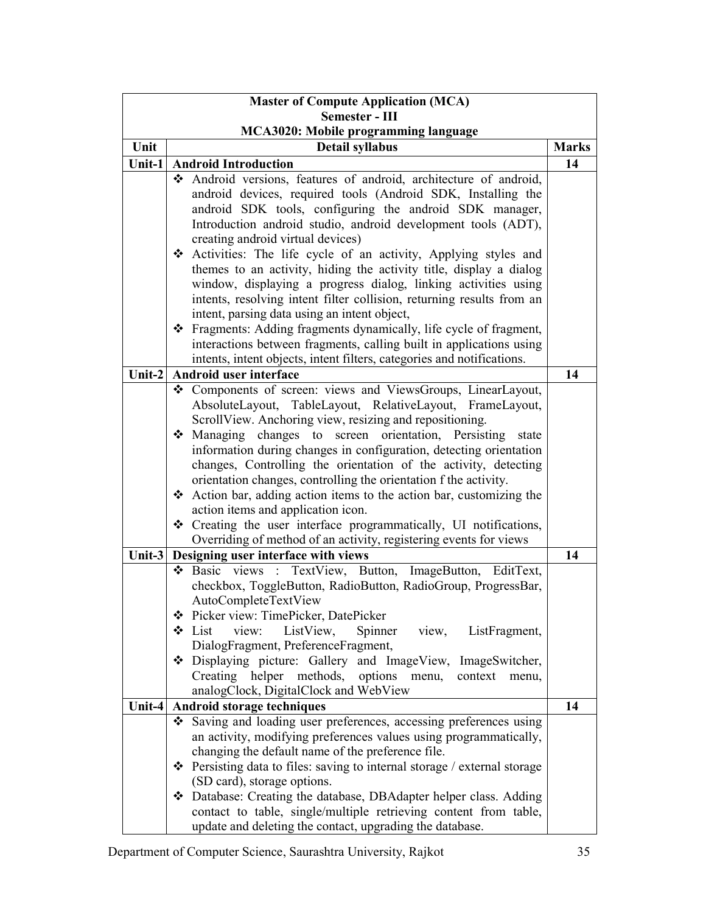| **Master of Compute Application (MCA)<br>Semester - III<br>MCA3020: Mobile programming language** | | |
|---|---|---|
| **Unit** | **Detail syllabus** | **Marks** |
| **Unit-1** | **Android Introduction** | **14** |
| | ❖ Android versions, features of android, architecture of android, android devices, required tools (Android SDK, Installing the android SDK tools, configuring the android SDK manager, Introduction android studio, android development tools (ADT), creating android virtual devices)<br>❖ Activities: The life cycle of an activity, Applying styles and themes to an activity, hiding the activity title, display a dialog window, displaying a progress dialog, linking activities using intents, resolving intent filter collision, returning results from an intent, parsing data using an intent object,<br>❖ Fragments: Adding fragments dynamically, life cycle of fragment, interactions between fragments, calling built in applications using intents, intent objects, intent filters, categories and notifications. | |
| **Unit-2** | **Android user interface** | **14** |
| | ❖ Components of screen: views and ViewsGroups, LinearLayout, AbsoluteLayout, TableLayout, RelativeLayout, FrameLayout, ScrollView. Anchoring view, resizing and repositioning.<br>❖ Managing changes to screen orientation, Persisting state information during changes in configuration, detecting orientation changes, Controlling the orientation of the activity, detecting orientation changes, controlling the orientation f the activity.<br>❖ Action bar, adding action items to the action bar, customizing the action items and application icon.<br>❖ Creating the user interface programmatically, UI notifications, Overriding of method of an activity, registering events for views | |
| **Unit-3** | **Designing user interface with views** | **14** |
| | ❖ Basic views : TextView, Button, ImageButton, EditText, checkbox, ToggleButton, RadioButton, RadioGroup, ProgressBar, AutoCompleteTextView<br>❖ Picker view: TimePicker, DatePicker<br>❖ List view: ListView, Spinner view, ListFragment, DialogFragment, PreferenceFragment,<br>❖ Displaying picture: Gallery and ImageView, ImageSwitcher, Creating helper methods, options menu, context menu, analogClock, DigitalClock and WebView | |
| **Unit-4** | **Android storage techniques** | **14** |
| | ❖ Saving and loading user preferences, accessing preferences using an activity, modifying preferences values using programmatically, changing the default name of the preference file.<br>❖ Persisting data to files: saving to internal storage / external storage (SD card), storage options.<br>❖ Database: Creating the database, DBAdapter helper class. Adding contact to table, single/multiple retrieving content from table, update and deleting the contact, upgrading the database. | |

Department of Computer Science, Saurashtra University, Rajkot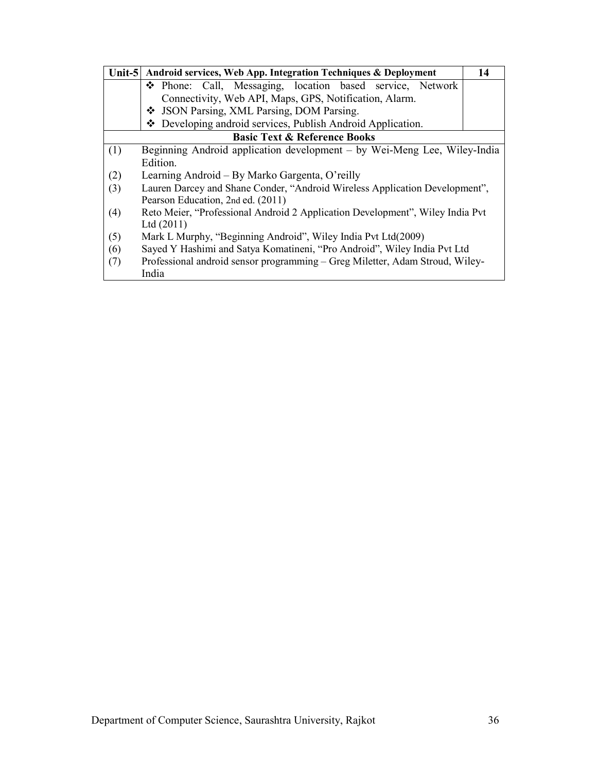| Unit-5 | Android services, Web App. Integration Techniques & Deployment | 14 |
|---|---|---|
| | ❖ Phone: Call, Messaging, location based service, Network Connectivity, Web API, Maps, GPS, Notification, Alarm.<br>❖ JSON Parsing, XML Parsing, DOM Parsing.<br>❖ Developing android services, Publish Android Application. | |

**Basic Text & Reference Books**

| | |
|---|---|
| (1) | Beginning Android application development – by Wei-Meng Lee, Wiley-India Edition. |
| (2) | Learning Android – By Marko Gargenta, O'reilly |
| (3) | Lauren Darcey and Shane Conder, "Android Wireless Application Development", Pearson Education, 2nd ed. (2011) |
| (4) | Reto Meier, "Professional Android 2 Application Development", Wiley India Pvt Ltd (2011) |
| (5) | Mark L Murphy, "Beginning Android", Wiley India Pvt Ltd(2009) |
| (6) | Sayed Y Hashimi and Satya Komatineni, "Pro Android", Wiley India Pvt Ltd |
| (7) | Professional android sensor programming – Greg Miletter, Adam Stroud, Wiley-India |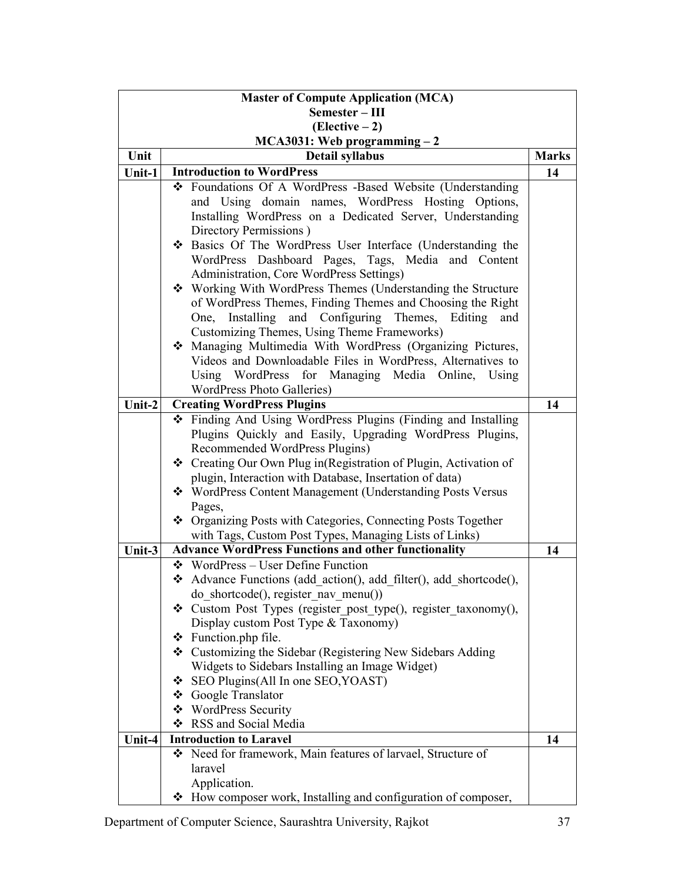| Master of Compute Application (MCA)<br>Semester – III<br>(Elective – 2)<br>MCA3031: Web programming – 2 | | |
|---|---|---|
| **Unit** | **Detail syllabus** | **Marks** |
| **Unit-1** | **Introduction to WordPress** | **14** |
| | ❖ Foundations Of A WordPress -Based Website (Understanding and Using domain names, WordPress Hosting Options, Installing WordPress on a Dedicated Server, Understanding Directory Permissions )<br>❖ Basics Of The WordPress User Interface (Understanding the WordPress Dashboard Pages, Tags, Media and Content Administration, Core WordPress Settings)<br>❖ Working With WordPress Themes (Understanding the Structure of WordPress Themes, Finding Themes and Choosing the Right One, Installing and Configuring Themes, Editing and Customizing Themes, Using Theme Frameworks)<br>❖ Managing Multimedia With WordPress (Organizing Pictures, Videos and Downloadable Files in WordPress, Alternatives to Using WordPress for Managing Media Online, Using WordPress Photo Galleries) | |
| **Unit-2** | **Creating WordPress Plugins** | **14** |
| | ❖ Finding And Using WordPress Plugins (Finding and Installing Plugins Quickly and Easily, Upgrading WordPress Plugins, Recommended WordPress Plugins)<br>❖ Creating Our Own Plug in(Registration of Plugin, Activation of plugin, Interaction with Database, Insertation of data)<br>❖ WordPress Content Management (Understanding Posts Versus Pages,<br>❖ Organizing Posts with Categories, Connecting Posts Together with Tags, Custom Post Types, Managing Lists of Links) | |
| **Unit-3** | **Advance WordPress Functions and other functionality** | **14** |
| | ❖ WordPress – User Define Function<br>❖ Advance Functions (add_action(), add_filter(), add_shortcode(), do_shortcode(), register_nav_menu())<br>❖ Custom Post Types (register_post_type(), register_taxonomy(), Display custom Post Type & Taxonomy)<br>❖ Function.php file.<br>❖ Customizing the Sidebar (Registering New Sidebars Adding Widgets to Sidebars Installing an Image Widget)<br>❖ SEO Plugins(All In one SEO,YOAST)<br>❖ Google Translator<br>❖ WordPress Security<br>❖ RSS and Social Media | |
| **Unit-4** | **Introduction to Laravel** | **14** |
| | ❖ Need for framework, Main features of larvael, Structure of laravel<br>Application.<br>❖ How composer work, Installing and configuration of composer, | |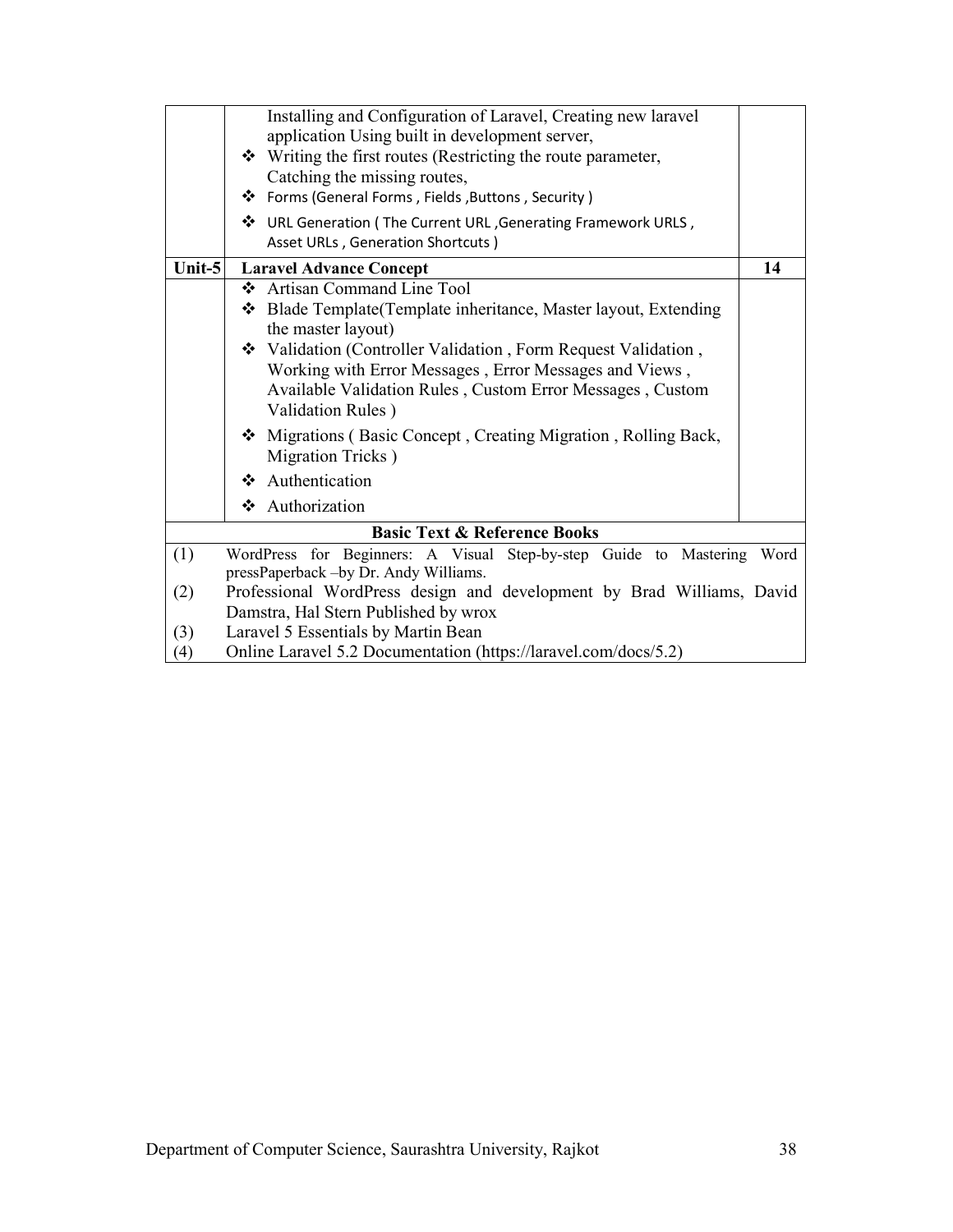| | | |
|---|---|---|
| | Installing and Configuration of Laravel, Creating new laravel application Using built in development server,<br>❖ Writing the first routes (Restricting the route parameter, Catching the missing routes,<br>❖ Forms (General Forms , Fields ,Buttons , Security )<br>❖ URL Generation ( The Current URL ,Generating Framework URLS , Asset URLs , Generation Shortcuts ) | |
| **Unit-5** | **Laravel Advance Concept** | **14** |
| | ❖ Artisan Command Line Tool<br>❖ Blade Template(Template inheritance, Master layout, Extending the master layout)<br>❖ Validation (Controller Validation , Form Request Validation , Working with Error Messages , Error Messages and Views , Available Validation Rules , Custom Error Messages , Custom Validation Rules )<br>❖ Migrations ( Basic Concept , Creating Migration , Rolling Back, Migration Tricks )<br>❖ Authentication<br>❖ Authorization | |

**Basic Text & Reference Books**

(1) WordPress for Beginners: A Visual Step-by-step Guide to Mastering Word pressPaperback –by Dr. Andy Williams.

(2) Professional WordPress design and development by Brad Williams, David Damstra, Hal Stern Published by wrox

(3) Laravel 5 Essentials by Martin Bean

(4) Online Laravel 5.2 Documentation (https://laravel.com/docs/5.2)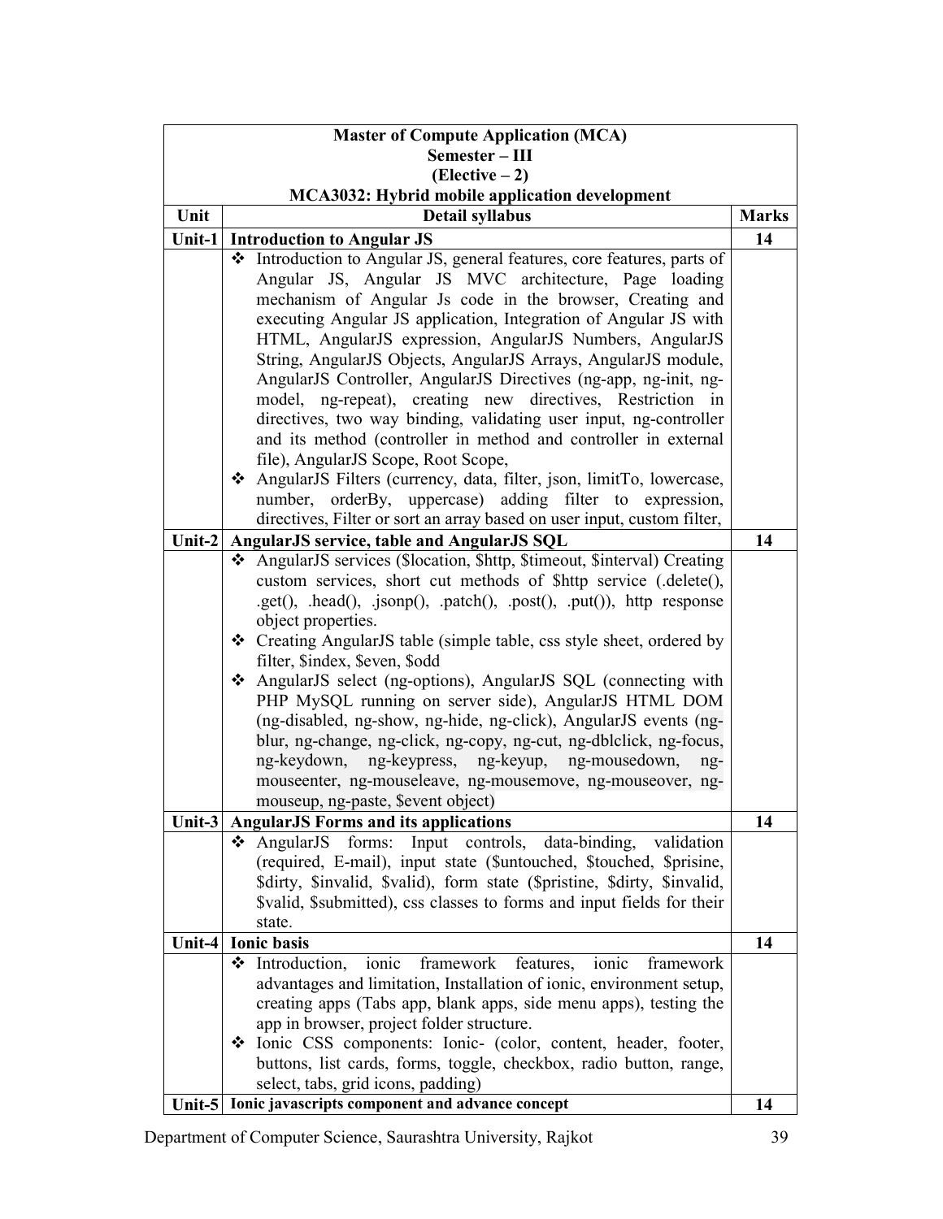| Master of Compute Application (MCA)<br>Semester – III<br>(Elective – 2)<br>MCA3032: Hybrid mobile application development | | |
|---|---|---|
| **Unit** | **Detail syllabus** | **Marks** |
| **Unit-1** | **Introduction to Angular JS** | **14** |
| | ❖ Introduction to Angular JS, general features, core features, parts of Angular JS, Angular JS MVC architecture, Page loading mechanism of Angular Js code in the browser, Creating and executing Angular JS application, Integration of Angular JS with HTML, AngularJS expression, AngularJS Numbers, AngularJS String, AngularJS Objects, AngularJS Arrays, AngularJS module, AngularJS Controller, AngularJS Directives (ng-app, ng-init, ng-model, ng-repeat), creating new directives, Restriction in directives, two way binding, validating user input, ng-controller and its method (controller in method and controller in external file), AngularJS Scope, Root Scope,<br>❖ AngularJS Filters (currency, data, filter, json, limitTo, lowercase, number, orderBy, uppercase) adding filter to expression, directives, Filter or sort an array based on user input, custom filter, | |
| **Unit-2** | **AngularJS service, table and AngularJS SQL** | **14** |
| | ❖ AngularJS services ($location, $http, $timeout, $interval) Creating custom services, short cut methods of $http service (.delete(), .get(), .head(), .jsonp(), .patch(), .post(), .put()), http response object properties.<br>❖ Creating AngularJS table (simple table, css style sheet, ordered by filter, $index, $even, $odd<br>❖ AngularJS select (ng-options), AngularJS SQL (connecting with PHP MySQL running on server side), AngularJS HTML DOM (ng-disabled, ng-show, ng-hide, ng-click), AngularJS events (ng-blur, ng-change, ng-click, ng-copy, ng-cut, ng-dblclick, ng-focus, ng-keydown, ng-keypress, ng-keyup, ng-mousedown, ng-mouseenter, ng-mouseleave, ng-mousemove, ng-mouseover, ng-mouseup, ng-paste, $event object) | |
| **Unit-3** | **AngularJS Forms and its applications** | **14** |
| | ❖ AngularJS forms: Input controls, data-binding, validation (required, E-mail), input state ($untouched, $touched, $prisine, $dirty, $invalid, $valid), form state ($pristine, $dirty, $invalid, $valid, $submitted), css classes to forms and input fields for their state. | |
| **Unit-4** | **Ionic basis** | **14** |
| | ❖ Introduction, ionic framework features, ionic framework advantages and limitation, Installation of ionic, environment setup, creating apps (Tabs app, blank apps, side menu apps), testing the app in browser, project folder structure.<br>❖ Ionic CSS components: Ionic- (color, content, header, footer, buttons, list cards, forms, toggle, checkbox, radio button, range, select, tabs, grid icons, padding) | |
| **Unit-5** | **Ionic javascripts component and advance concept** | **14** |

Department of Computer Science, Saurashtra University, Rajkot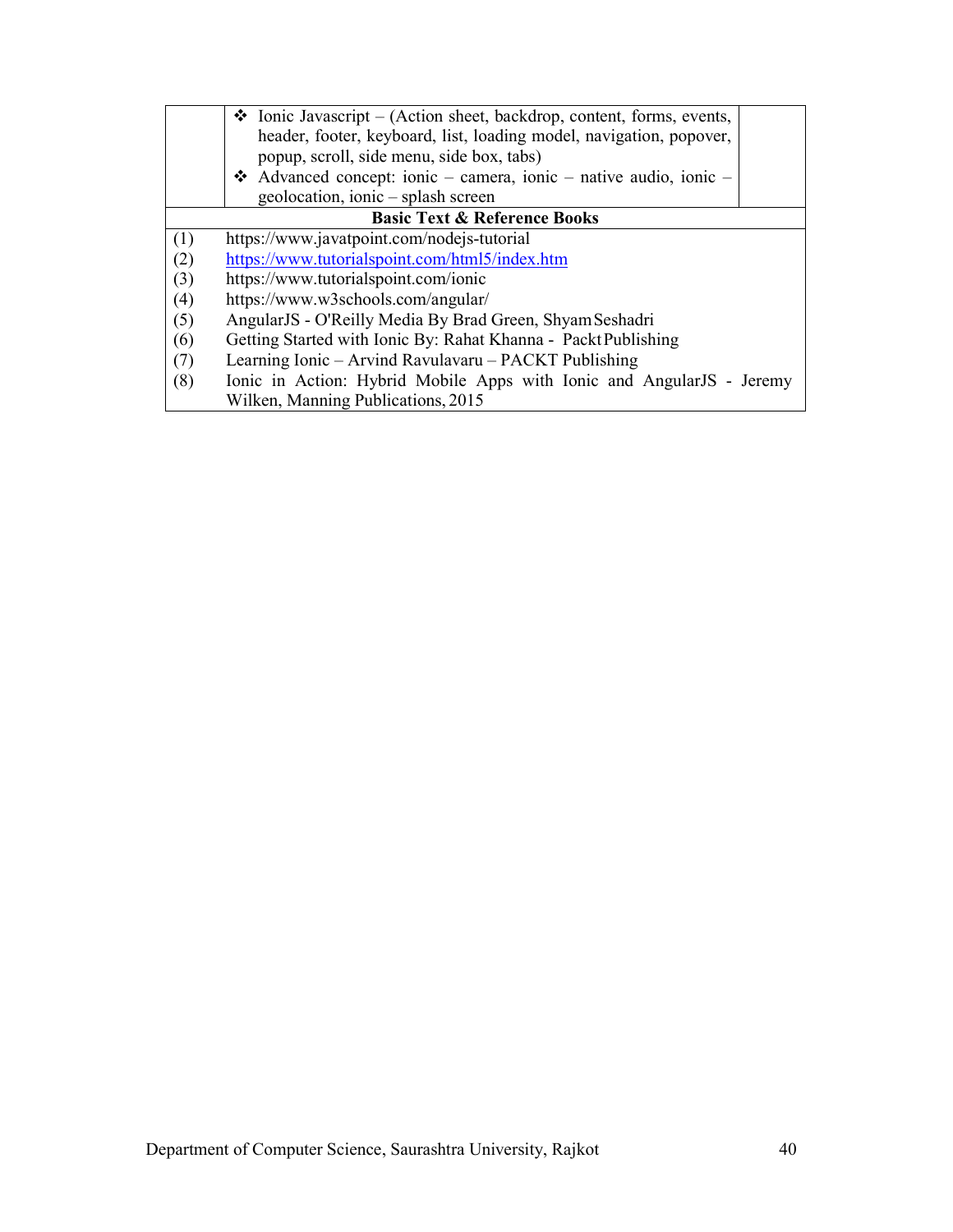| | | |
|---|---|---|
| | ❖ Ionic Javascript – (Action sheet, backdrop, content, forms, events, header, footer, keyboard, list, loading model, navigation, popover, popup, scroll, side menu, side box, tabs)<br>❖ Advanced concept: ionic – camera, ionic – native audio, ionic – geolocation, ionic – splash screen | |

**Basic Text & Reference Books**

(1) https://www.javatpoint.com/nodejs-tutorial
(2) https://www.tutorialspoint.com/html5/index.htm
(3) https://www.tutorialspoint.com/ionic
(4) https://www.w3schools.com/angular/
(5) AngularJS - O'Reilly Media By Brad Green, Shyam Seshadri
(6) Getting Started with Ionic By: Rahat Khanna - Packt Publishing
(7) Learning Ionic – Arvind Ravulavaru – PACKT Publishing
(8) Ionic in Action: Hybrid Mobile Apps with Ionic and AngularJS - Jeremy Wilken, Manning Publications, 2015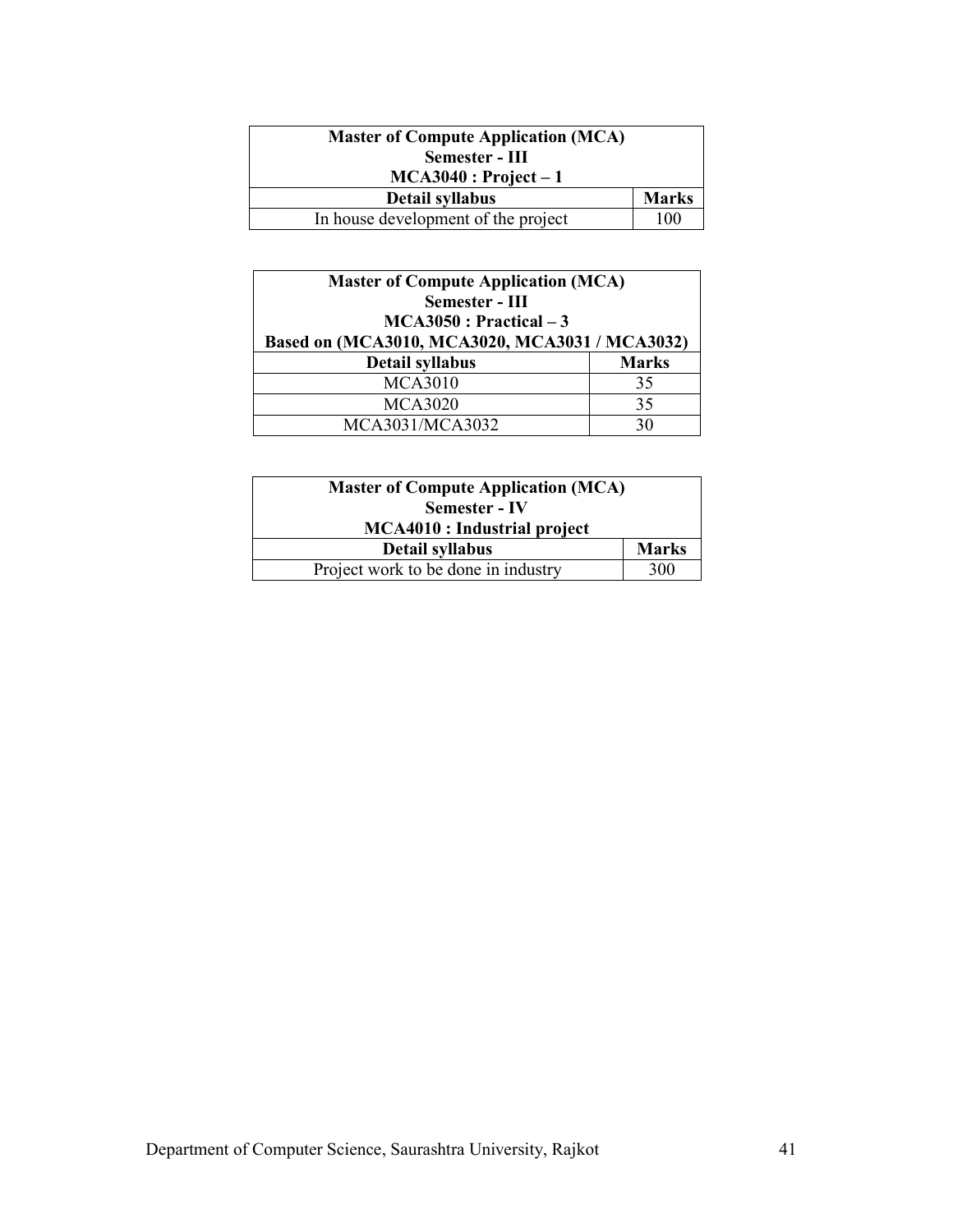| Master of Compute Application (MCA)<br>Semester - III<br>MCA3040 : Project – 1 | |
|---|---|
| **Detail syllabus** | **Marks** |
| In house development of the project | 100 |

| Master of Compute Application (MCA)<br>Semester - III<br>MCA3050 : Practical – 3<br>Based on (MCA3010, MCA3020, MCA3031 / MCA3032) | |
|---|---|
| **Detail syllabus** | **Marks** |
| MCA3010 | 35 |
| MCA3020 | 35 |
| MCA3031/MCA3032 | 30 |

| Master of Compute Application (MCA)<br>Semester - IV<br>MCA4010 : Industrial project | |
|---|---|
| **Detail syllabus** | **Marks** |
| Project work to be done in industry | 300 |